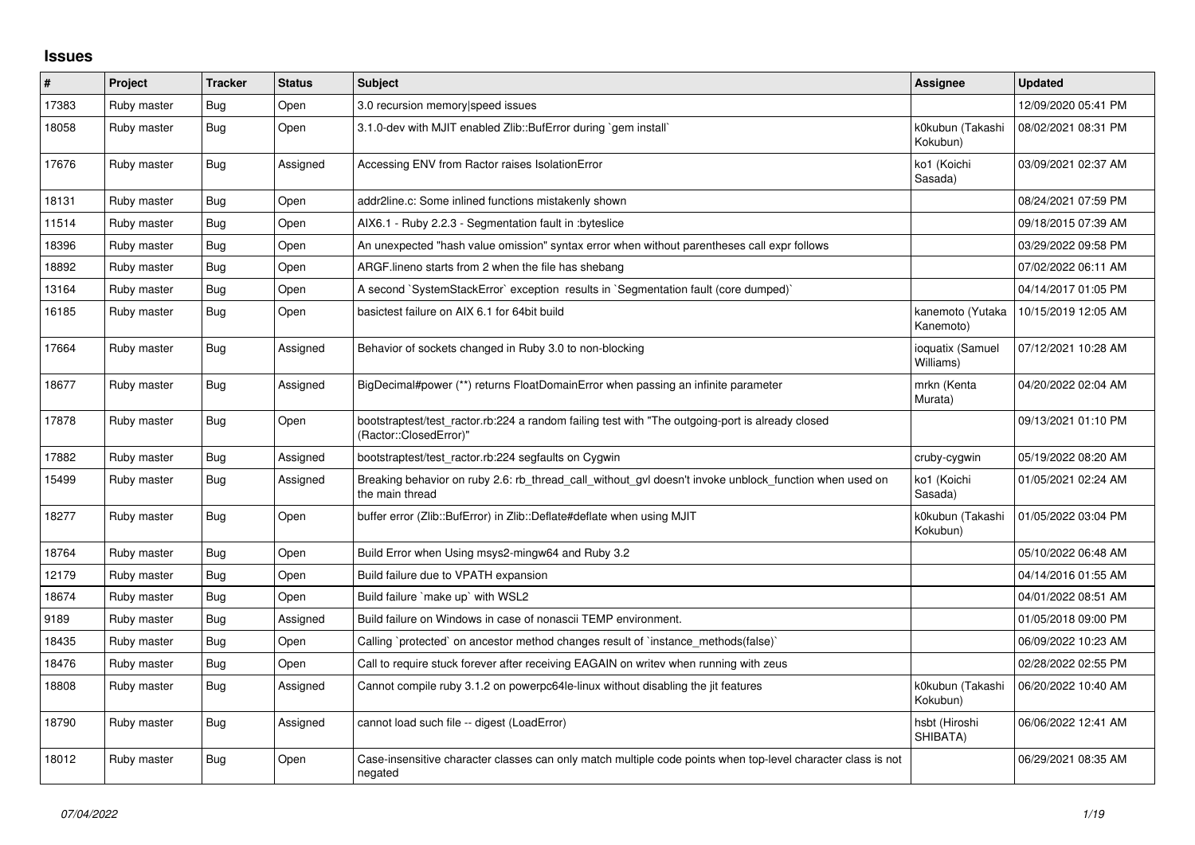# Issues

| # | Project | Tracker | Status | Subject | Assignee | Updated |
|---|---|---|---|---|---|---|
| 17383 | Ruby master | Bug | Open | 3.0 recursion memory\|speed issues | | 12/09/2020 05:41 PM |
| 18058 | Ruby master | Bug | Open | 3.1.0-dev with MJIT enabled Zlib::BufError during `gem install` | k0kubun (Takashi Kokubun) | 08/02/2021 08:31 PM |
| 17676 | Ruby master | Bug | Assigned | Accessing ENV from Ractor raises IsolationError | ko1 (Koichi Sasada) | 03/09/2021 02:37 AM |
| 18131 | Ruby master | Bug | Open | addr2line.c: Some inlined functions mistakenly shown | | 08/24/2021 07:59 PM |
| 11514 | Ruby master | Bug | Open | AIX6.1 - Ruby 2.2.3 - Segmentation fault in :byteslice | | 09/18/2015 07:39 AM |
| 18396 | Ruby master | Bug | Open | An unexpected "hash value omission" syntax error when without parentheses call expr follows | | 03/29/2022 09:58 PM |
| 18892 | Ruby master | Bug | Open | ARGF.lineno starts from 2 when the file has shebang | | 07/02/2022 06:11 AM |
| 13164 | Ruby master | Bug | Open | A second `SystemStackError` exception results in `Segmentation fault (core dumped)` | | 04/14/2017 01:05 PM |
| 16185 | Ruby master | Bug | Open | basictest failure on AIX 6.1 for 64bit build | kanemoto (Yutaka Kanemoto) | 10/15/2019 12:05 AM |
| 17664 | Ruby master | Bug | Assigned | Behavior of sockets changed in Ruby 3.0 to non-blocking | ioquatix (Samuel Williams) | 07/12/2021 10:28 AM |
| 18677 | Ruby master | Bug | Assigned | BigDecimal#power (**) returns FloatDomainError when passing an infinite parameter | mrkn (Kenta Murata) | 04/20/2022 02:04 AM |
| 17878 | Ruby master | Bug | Open | bootstraptest/test_ractor.rb:224 a random failing test with "The outgoing-port is already closed (Ractor::ClosedError)" | | 09/13/2021 01:10 PM |
| 17882 | Ruby master | Bug | Assigned | bootstraptest/test_ractor.rb:224 segfaults on Cygwin | cruby-cygwin | 05/19/2022 08:20 AM |
| 15499 | Ruby master | Bug | Assigned | Breaking behavior on ruby 2.6: rb_thread_call_without_gvl doesn't invoke unblock_function when used on the main thread | ko1 (Koichi Sasada) | 01/05/2021 02:24 AM |
| 18277 | Ruby master | Bug | Open | buffer error (Zlib::BufError) in Zlib::Deflate#deflate when using MJIT | k0kubun (Takashi Kokubun) | 01/05/2022 03:04 PM |
| 18764 | Ruby master | Bug | Open | Build Error when Using msys2-mingw64 and Ruby 3.2 | | 05/10/2022 06:48 AM |
| 12179 | Ruby master | Bug | Open | Build failure due to VPATH expansion | | 04/14/2016 01:55 AM |
| 18674 | Ruby master | Bug | Open | Build failure `make up` with WSL2 | | 04/01/2022 08:51 AM |
| 9189 | Ruby master | Bug | Assigned | Build failure on Windows in case of nonascii TEMP environment. | | 01/05/2018 09:00 PM |
| 18435 | Ruby master | Bug | Open | Calling `protected` on ancestor method changes result of `instance_methods(false)` | | 06/09/2022 10:23 AM |
| 18476 | Ruby master | Bug | Open | Call to require stuck forever after receiving EAGAIN on writev when running with zeus | | 02/28/2022 02:55 PM |
| 18808 | Ruby master | Bug | Assigned | Cannot compile ruby 3.1.2 on powerpc64le-linux without disabling the jit features | k0kubun (Takashi Kokubun) | 06/20/2022 10:40 AM |
| 18790 | Ruby master | Bug | Assigned | cannot load such file -- digest (LoadError) | hsbt (Hiroshi SHIBATA) | 06/06/2022 12:41 AM |
| 18012 | Ruby master | Bug | Open | Case-insensitive character classes can only match multiple code points when top-level character class is not negated | | 06/29/2021 08:35 AM |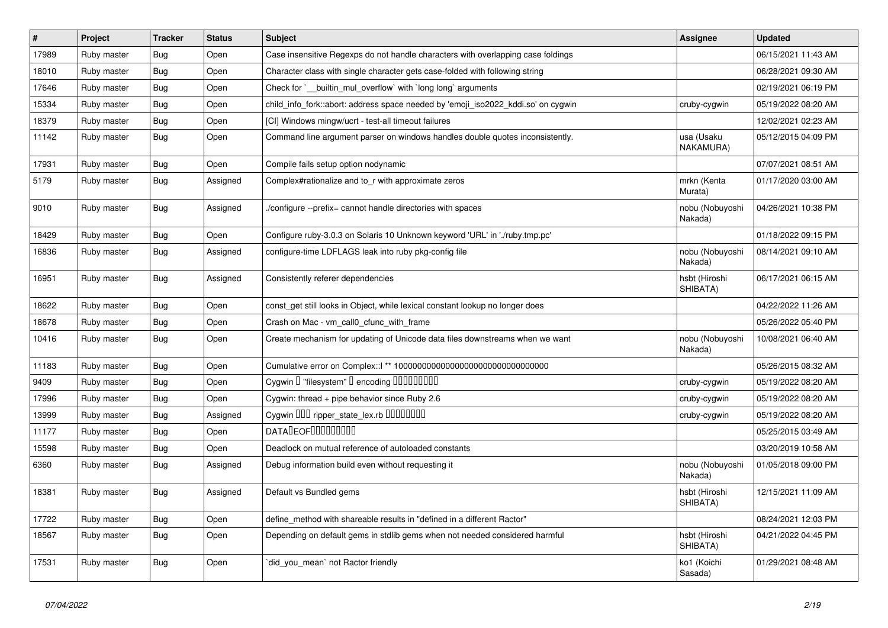| # | Project | Tracker | Status | Subject | Assignee | Updated |
|---|---|---|---|---|---|---|
| 17989 | Ruby master | Bug | Open | Case insensitive Regexps do not handle characters with overlapping case foldings | | 06/15/2021 11:43 AM |
| 18010 | Ruby master | Bug | Open | Character class with single character gets case-folded with following string | | 06/28/2021 09:30 AM |
| 17646 | Ruby master | Bug | Open | Check for `__builtin_mul_overflow` with `long long` arguments | | 02/19/2021 06:19 PM |
| 15334 | Ruby master | Bug | Open | child_info_fork::abort: address space needed by 'emoji_iso2022_kddi.so' on cygwin | cruby-cygwin | 05/19/2022 08:20 AM |
| 18379 | Ruby master | Bug | Open | [CI] Windows mingw/ucrt - test-all timeout failures | | 12/02/2021 02:23 AM |
| 11142 | Ruby master | Bug | Open | Command line argument parser on windows handles double quotes inconsistently. | usa (Usaku NAKAMURA) | 05/12/2015 04:09 PM |
| 17931 | Ruby master | Bug | Open | Compile fails setup option nodynamic | | 07/07/2021 08:51 AM |
| 5179 | Ruby master | Bug | Assigned | Complex#rationalize and to_r with approximate zeros | mrkn (Kenta Murata) | 01/17/2020 03:00 AM |
| 9010 | Ruby master | Bug | Assigned | ./configure --prefix= cannot handle directories with spaces | nobu (Nobuyoshi Nakada) | 04/26/2021 10:38 PM |
| 18429 | Ruby master | Bug | Open | Configure ruby-3.0.3 on Solaris 10 Unknown keyword 'URL' in './ruby.tmp.pc' | | 01/18/2022 09:15 PM |
| 16836 | Ruby master | Bug | Assigned | configure-time LDFLAGS leak into ruby pkg-config file | nobu (Nobuyoshi Nakada) | 08/14/2021 09:10 AM |
| 16951 | Ruby master | Bug | Assigned | Consistently referer dependencies | hsbt (Hiroshi SHIBATA) | 06/17/2021 06:15 AM |
| 18622 | Ruby master | Bug | Open | const_get still looks in Object, while lexical constant lookup no longer does | | 04/22/2022 11:26 AM |
| 18678 | Ruby master | Bug | Open | Crash on Mac - vm_call0_cfunc_with_frame | | 05/26/2022 05:40 PM |
| 10416 | Ruby master | Bug | Open | Create mechanism for updating of Unicode data files downstreams when we want | nobu (Nobuyoshi Nakada) | 10/08/2021 06:40 AM |
| 11183 | Ruby master | Bug | Open | Cumulative error on Complex::I ** 100000000000000000000000000000000 | | 05/26/2015 08:32 AM |
| 9409 | Ruby master | Bug | Open | Cygwin □ "filesystem" □ encoding □□□□□□□□□ | cruby-cygwin | 05/19/2022 08:20 AM |
| 17996 | Ruby master | Bug | Open | Cygwin: thread + pipe behavior since Ruby 2.6 | cruby-cygwin | 05/19/2022 08:20 AM |
| 13999 | Ruby master | Bug | Assigned | Cygwin □□□ ripper_state_lex.rb □□□□□□□□ | cruby-cygwin | 05/19/2022 08:20 AM |
| 11177 | Ruby master | Bug | Open | DATA□EOF□□□□□□□□□ | | 05/25/2015 03:49 AM |
| 15598 | Ruby master | Bug | Open | Deadlock on mutual reference of autoloaded constants | | 03/20/2019 10:58 AM |
| 6360 | Ruby master | Bug | Assigned | Debug information build even without requesting it | nobu (Nobuyoshi Nakada) | 01/05/2018 09:00 PM |
| 18381 | Ruby master | Bug | Assigned | Default vs Bundled gems | hsbt (Hiroshi SHIBATA) | 12/15/2021 11:09 AM |
| 17722 | Ruby master | Bug | Open | define_method with shareable results in "defined in a different Ractor" | | 08/24/2021 12:03 PM |
| 18567 | Ruby master | Bug | Open | Depending on default gems in stdlib gems when not needed considered harmful | hsbt (Hiroshi SHIBATA) | 04/21/2022 04:45 PM |
| 17531 | Ruby master | Bug | Open | `did_you_mean` not Ractor friendly | ko1 (Koichi Sasada) | 01/29/2021 08:48 AM |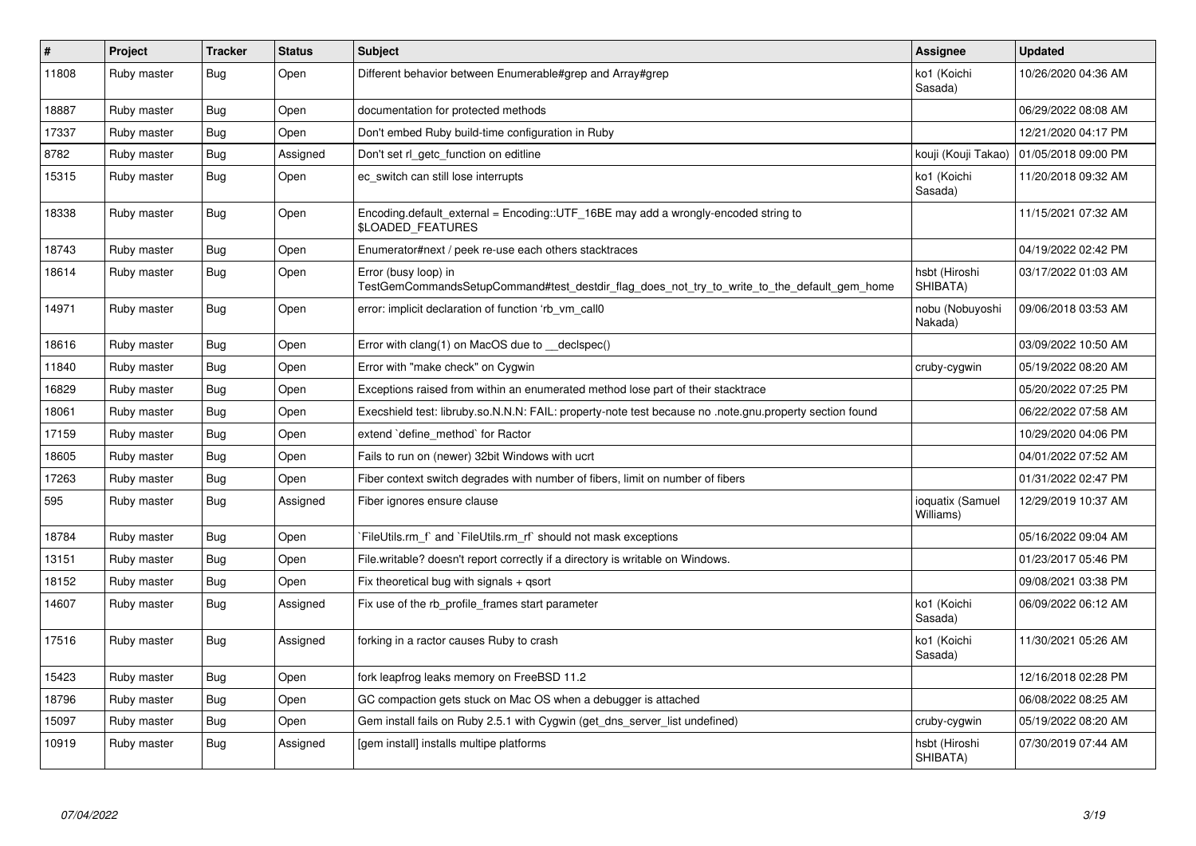| # | Project | Tracker | Status | Subject | Assignee | Updated |
|---|---|---|---|---|---|---|
| 11808 | Ruby master | Bug | Open | Different behavior between Enumerable#grep and Array#grep | ko1 (Koichi Sasada) | 10/26/2020 04:36 AM |
| 18887 | Ruby master | Bug | Open | documentation for protected methods | | 06/29/2022 08:08 AM |
| 17337 | Ruby master | Bug | Open | Don't embed Ruby build-time configuration in Ruby | | 12/21/2020 04:17 PM |
| 8782 | Ruby master | Bug | Assigned | Don't set rl_getc_function on editline | kouji (Kouji Takao) | 01/05/2018 09:00 PM |
| 15315 | Ruby master | Bug | Open | ec_switch can still lose interrupts | ko1 (Koichi Sasada) | 11/20/2018 09:32 AM |
| 18338 | Ruby master | Bug | Open | Encoding.default_external = Encoding::UTF_16BE may add a wrongly-encoded string to $LOADED_FEATURES | | 11/15/2021 07:32 AM |
| 18743 | Ruby master | Bug | Open | Enumerator#next / peek re-use each others stacktraces | | 04/19/2022 02:42 PM |
| 18614 | Ruby master | Bug | Open | Error (busy loop) in TestGemCommandsSetupCommand#test_destdir_flag_does_not_try_to_write_to_the_default_gem_home | hsbt (Hiroshi SHIBATA) | 03/17/2022 01:03 AM |
| 14971 | Ruby master | Bug | Open | error: implicit declaration of function 'rb_vm_call0 | nobu (Nobuyoshi Nakada) | 09/06/2018 03:53 AM |
| 18616 | Ruby master | Bug | Open | Error with clang(1) on MacOS due to __declspec() | | 03/09/2022 10:50 AM |
| 11840 | Ruby master | Bug | Open | Error with "make check" on Cygwin | cruby-cygwin | 05/19/2022 08:20 AM |
| 16829 | Ruby master | Bug | Open | Exceptions raised from within an enumerated method lose part of their stacktrace | | 05/20/2022 07:25 PM |
| 18061 | Ruby master | Bug | Open | Execshield test: libruby.so.N.N.N: FAIL: property-note test because no .note.gnu.property section found | | 06/22/2022 07:58 AM |
| 17159 | Ruby master | Bug | Open | extend `define_method` for Ractor | | 10/29/2020 04:06 PM |
| 18605 | Ruby master | Bug | Open | Fails to run on (newer) 32bit Windows with ucrt | | 04/01/2022 07:52 AM |
| 17263 | Ruby master | Bug | Open | Fiber context switch degrades with number of fibers, limit on number of fibers | | 01/31/2022 02:47 PM |
| 595 | Ruby master | Bug | Assigned | Fiber ignores ensure clause | ioquatix (Samuel Williams) | 12/29/2019 10:37 AM |
| 18784 | Ruby master | Bug | Open | `FileUtils.rm_f` and `FileUtils.rm_rf` should not mask exceptions | | 05/16/2022 09:04 AM |
| 13151 | Ruby master | Bug | Open | File.writable? doesn't report correctly if a directory is writable on Windows. | | 01/23/2017 05:46 PM |
| 18152 | Ruby master | Bug | Open | Fix theoretical bug with signals + qsort | | 09/08/2021 03:38 PM |
| 14607 | Ruby master | Bug | Assigned | Fix use of the rb_profile_frames start parameter | ko1 (Koichi Sasada) | 06/09/2022 06:12 AM |
| 17516 | Ruby master | Bug | Assigned | forking in a ractor causes Ruby to crash | ko1 (Koichi Sasada) | 11/30/2021 05:26 AM |
| 15423 | Ruby master | Bug | Open | fork leapfrog leaks memory on FreeBSD 11.2 | | 12/16/2018 02:28 PM |
| 18796 | Ruby master | Bug | Open | GC compaction gets stuck on Mac OS when a debugger is attached | | 06/08/2022 08:25 AM |
| 15097 | Ruby master | Bug | Open | Gem install fails on Ruby 2.5.1 with Cygwin (get_dns_server_list undefined) | cruby-cygwin | 05/19/2022 08:20 AM |
| 10919 | Ruby master | Bug | Assigned | [gem install] installs multipe platforms | hsbt (Hiroshi SHIBATA) | 07/30/2019 07:44 AM |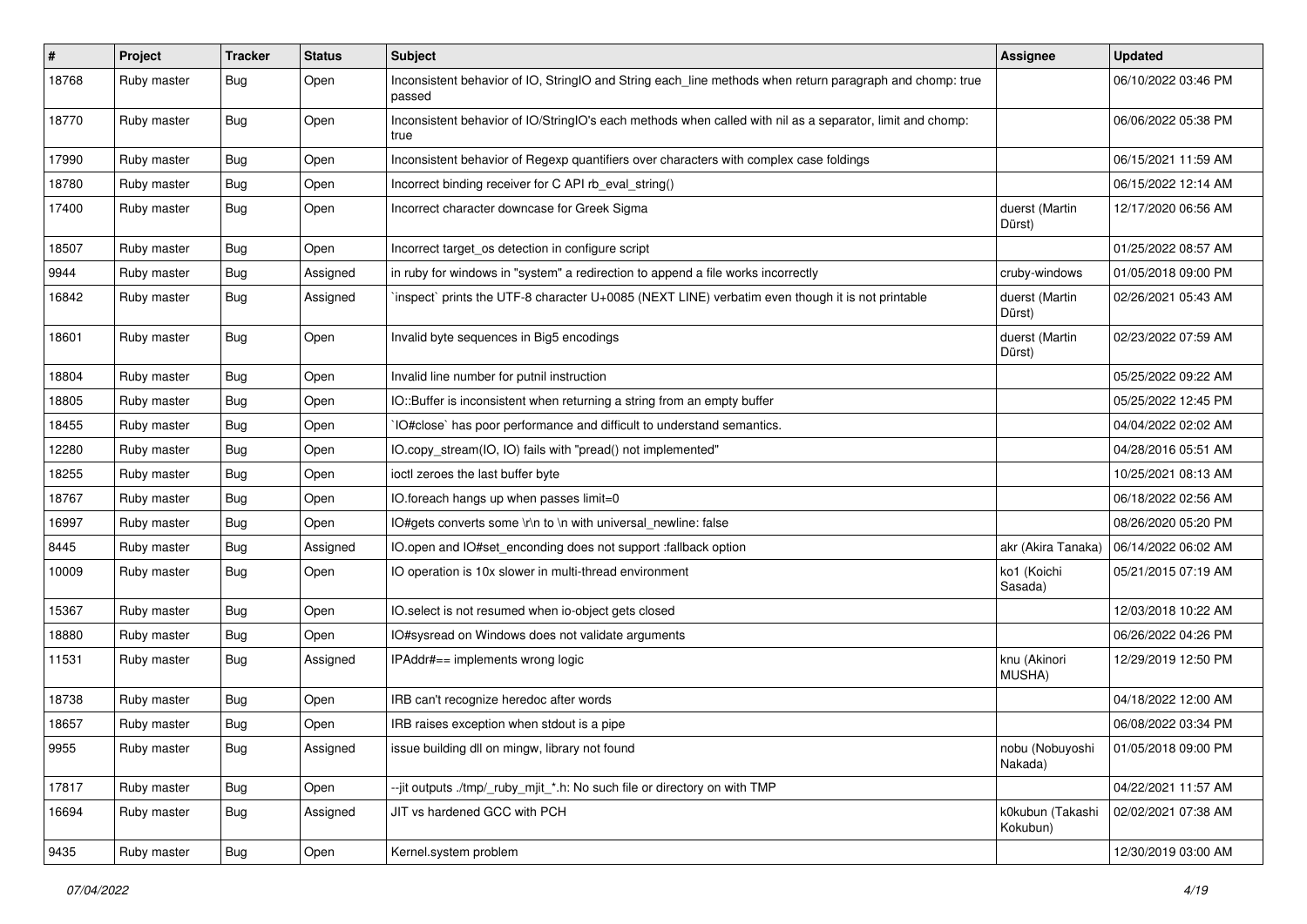| # | Project | Tracker | Status | Subject | Assignee | Updated |
|---|---|---|---|---|---|---|
| 18768 | Ruby master | Bug | Open | Inconsistent behavior of IO, StringIO and String each_line methods when return paragraph and chomp: true passed | | 06/10/2022 03:46 PM |
| 18770 | Ruby master | Bug | Open | Inconsistent behavior of IO/StringIO's each methods when called with nil as a separator, limit and chomp: true | | 06/06/2022 05:38 PM |
| 17990 | Ruby master | Bug | Open | Inconsistent behavior of Regexp quantifiers over characters with complex case foldings | | 06/15/2021 11:59 AM |
| 18780 | Ruby master | Bug | Open | Incorrect binding receiver for C API rb_eval_string() | | 06/15/2022 12:14 AM |
| 17400 | Ruby master | Bug | Open | Incorrect character downcase for Greek Sigma | duerst (Martin Dürst) | 12/17/2020 06:56 AM |
| 18507 | Ruby master | Bug | Open | Incorrect target_os detection in configure script | | 01/25/2022 08:57 AM |
| 9944 | Ruby master | Bug | Assigned | in ruby for windows in "system" a redirection to append a file works incorrectly | cruby-windows | 01/05/2018 09:00 PM |
| 16842 | Ruby master | Bug | Assigned | `inspect` prints the UTF-8 character U+0085 (NEXT LINE) verbatim even though it is not printable | duerst (Martin Dürst) | 02/26/2021 05:43 AM |
| 18601 | Ruby master | Bug | Open | Invalid byte sequences in Big5 encodings | duerst (Martin Dürst) | 02/23/2022 07:59 AM |
| 18804 | Ruby master | Bug | Open | Invalid line number for putnil instruction | | 05/25/2022 09:22 AM |
| 18805 | Ruby master | Bug | Open | IO::Buffer is inconsistent when returning a string from an empty buffer | | 05/25/2022 12:45 PM |
| 18455 | Ruby master | Bug | Open | `IO#close` has poor performance and difficult to understand semantics. | | 04/04/2022 02:02 AM |
| 12280 | Ruby master | Bug | Open | IO.copy_stream(IO, IO) fails with "pread() not implemented" | | 04/28/2016 05:51 AM |
| 18255 | Ruby master | Bug | Open | ioctl zeroes the last buffer byte | | 10/25/2021 08:13 AM |
| 18767 | Ruby master | Bug | Open | IO.foreach hangs up when passes limit=0 | | 06/18/2022 02:56 AM |
| 16997 | Ruby master | Bug | Open | IO#gets converts some \r\n to \n with universal_newline: false | | 08/26/2020 05:20 PM |
| 8445 | Ruby master | Bug | Assigned | IO.open and IO#set_enconding does not support :fallback option | akr (Akira Tanaka) | 06/14/2022 06:02 AM |
| 10009 | Ruby master | Bug | Open | IO operation is 10x slower in multi-thread environment | ko1 (Koichi Sasada) | 05/21/2015 07:19 AM |
| 15367 | Ruby master | Bug | Open | IO.select is not resumed when io-object gets closed | | 12/03/2018 10:22 AM |
| 18880 | Ruby master | Bug | Open | IO#sysread on Windows does not validate arguments | | 06/26/2022 04:26 PM |
| 11531 | Ruby master | Bug | Assigned | IPAddr#== implements wrong logic | knu (Akinori MUSHA) | 12/29/2019 12:50 PM |
| 18738 | Ruby master | Bug | Open | IRB can't recognize heredoc after words | | 04/18/2022 12:00 AM |
| 18657 | Ruby master | Bug | Open | IRB raises exception when stdout is a pipe | | 06/08/2022 03:34 PM |
| 9955 | Ruby master | Bug | Assigned | issue building dll on mingw, library not found | nobu (Nobuyoshi Nakada) | 01/05/2018 09:00 PM |
| 17817 | Ruby master | Bug | Open | --jit outputs ./tmp/_ruby_mjit_*.h: No such file or directory on with TMP | | 04/22/2021 11:57 AM |
| 16694 | Ruby master | Bug | Assigned | JIT vs hardened GCC with PCH | k0kubun (Takashi Kokubun) | 02/02/2021 07:38 AM |
| 9435 | Ruby master | Bug | Open | Kernel.system problem | | 12/30/2019 03:00 AM |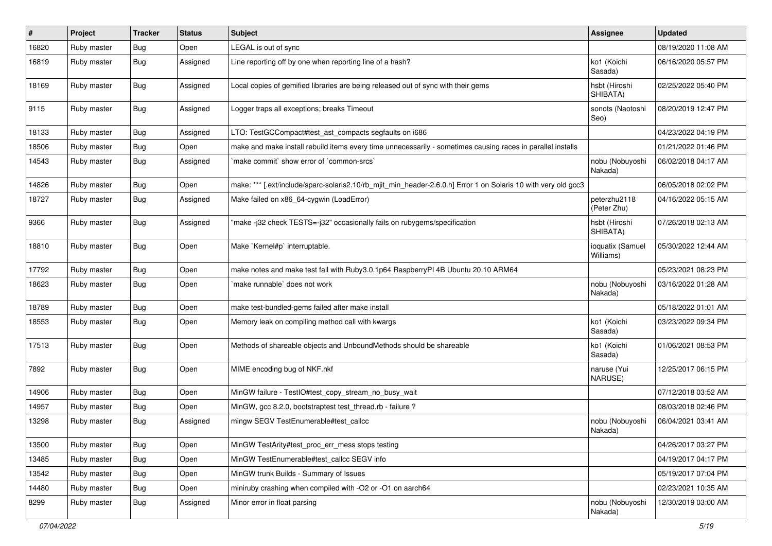| # | Project | Tracker | Status | Subject | Assignee | Updated |
|---|---|---|---|---|---|---|
| 16820 | Ruby master | Bug | Open | LEGAL is out of sync | | 08/19/2020 11:08 AM |
| 16819 | Ruby master | Bug | Assigned | Line reporting off by one when reporting line of a hash? | ko1 (Koichi Sasada) | 06/16/2020 05:57 PM |
| 18169 | Ruby master | Bug | Assigned | Local copies of gemified libraries are being released out of sync with their gems | hsbt (Hiroshi SHIBATA) | 02/25/2022 05:40 PM |
| 9115 | Ruby master | Bug | Assigned | Logger traps all exceptions; breaks Timeout | sonots (Naotoshi Seo) | 08/20/2019 12:47 PM |
| 18133 | Ruby master | Bug | Assigned | LTO: TestGCCompact#test_ast_compacts segfaults on i686 | | 04/23/2022 04:19 PM |
| 18506 | Ruby master | Bug | Open | make and make install rebuild items every time unnecessarily - sometimes causing races in parallel installs | | 01/21/2022 01:46 PM |
| 14543 | Ruby master | Bug | Assigned | `make commit` show error of `common-srcs` | nobu (Nobuyoshi Nakada) | 06/02/2018 04:17 AM |
| 14826 | Ruby master | Bug | Open | make: *** [.ext/include/sparc-solaris2.10/rb_mjit_min_header-2.6.0.h] Error 1 on Solaris 10 with very old gcc3 | | 06/05/2018 02:02 PM |
| 18727 | Ruby master | Bug | Assigned | Make failed on x86_64-cygwin (LoadError) | peterzhu2118 (Peter Zhu) | 04/16/2022 05:15 AM |
| 9366 | Ruby master | Bug | Assigned | "make -j32 check TESTS=-j32" occasionally fails on rubygems/specification | hsbt (Hiroshi SHIBATA) | 07/26/2018 02:13 AM |
| 18810 | Ruby master | Bug | Open | Make `Kernel#p` interruptable. | ioquatix (Samuel Williams) | 05/30/2022 12:44 AM |
| 17792 | Ruby master | Bug | Open | make notes and make test fail with Ruby3.0.1p64 RaspberryPI 4B Ubuntu 20.10 ARM64 | | 05/23/2021 08:23 PM |
| 18623 | Ruby master | Bug | Open | `make runnable` does not work | nobu (Nobuyoshi Nakada) | 03/16/2022 01:28 AM |
| 18789 | Ruby master | Bug | Open | make test-bundled-gems failed after make install | | 05/18/2022 01:01 AM |
| 18553 | Ruby master | Bug | Open | Memory leak on compiling method call with kwargs | ko1 (Koichi Sasada) | 03/23/2022 09:34 PM |
| 17513 | Ruby master | Bug | Open | Methods of shareable objects and UnboundMethods should be shareable | ko1 (Koichi Sasada) | 01/06/2021 08:53 PM |
| 7892 | Ruby master | Bug | Open | MIME encoding bug of NKF.nkf | naruse (Yui NARUSE) | 12/25/2017 06:15 PM |
| 14906 | Ruby master | Bug | Open | MinGW failure - TestIO#test_copy_stream_no_busy_wait | | 07/12/2018 03:52 AM |
| 14957 | Ruby master | Bug | Open | MinGW, gcc 8.2.0, bootstraptest test_thread.rb - failure ? | | 08/03/2018 02:46 PM |
| 13298 | Ruby master | Bug | Assigned | mingw SEGV TestEnumerable#test_callcc | nobu (Nobuyoshi Nakada) | 06/04/2021 03:41 AM |
| 13500 | Ruby master | Bug | Open | MinGW TestArity#test_proc_err_mess stops testing | | 04/26/2017 03:27 PM |
| 13485 | Ruby master | Bug | Open | MinGW TestEnumerable#test_callcc SEGV info | | 04/19/2017 04:17 PM |
| 13542 | Ruby master | Bug | Open | MinGW trunk Builds - Summary of Issues | | 05/19/2017 07:04 PM |
| 14480 | Ruby master | Bug | Open | miniruby crashing when compiled with -O2 or -O1 on aarch64 | | 02/23/2021 10:35 AM |
| 8299 | Ruby master | Bug | Assigned | Minor error in float parsing | nobu (Nobuyoshi Nakada) | 12/30/2019 03:00 AM |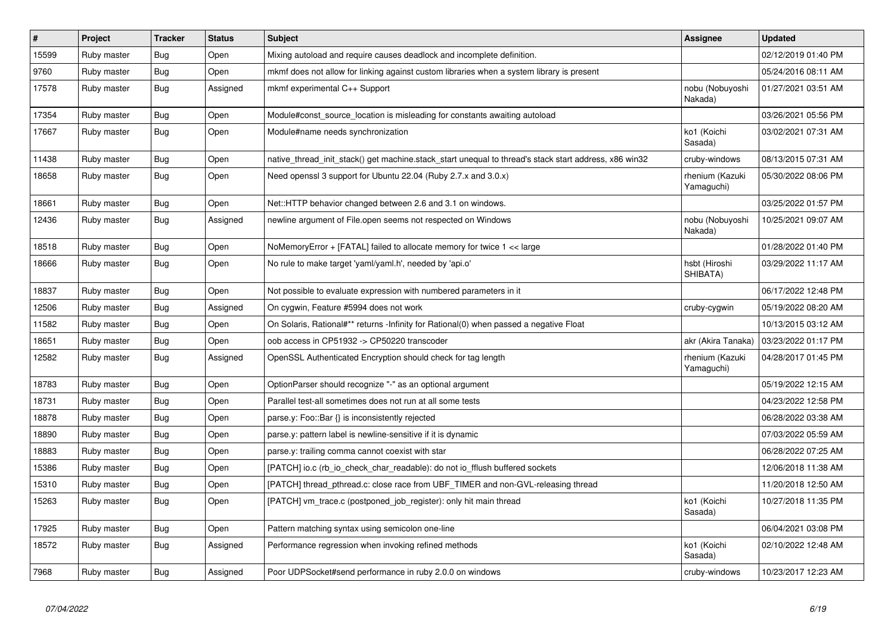| # | Project | Tracker | Status | Subject | Assignee | Updated |
|---|---|---|---|---|---|---|
| 15599 | Ruby master | Bug | Open | Mixing autoload and require causes deadlock and incomplete definition. | | 02/12/2019 01:40 PM |
| 9760 | Ruby master | Bug | Open | mkmf does not allow for linking against custom libraries when a system library is present | | 05/24/2016 08:11 AM |
| 17578 | Ruby master | Bug | Assigned | mkmf experimental C++ Support | nobu (Nobuyoshi Nakada) | 01/27/2021 03:51 AM |
| 17354 | Ruby master | Bug | Open | Module#const_source_location is misleading for constants awaiting autoload | | 03/26/2021 05:56 PM |
| 17667 | Ruby master | Bug | Open | Module#name needs synchronization | ko1 (Koichi Sasada) | 03/02/2021 07:31 AM |
| 11438 | Ruby master | Bug | Open | native_thread_init_stack() get machine.stack_start unequal to thread's stack start address, x86 win32 | cruby-windows | 08/13/2015 07:31 AM |
| 18658 | Ruby master | Bug | Open | Need openssl 3 support for Ubuntu 22.04 (Ruby 2.7.x and 3.0.x) | rhenium (Kazuki Yamaguchi) | 05/30/2022 08:06 PM |
| 18661 | Ruby master | Bug | Open | Net::HTTP behavior changed between 2.6 and 3.1 on windows. | | 03/25/2022 01:57 PM |
| 12436 | Ruby master | Bug | Assigned | newline argument of File.open seems not respected on Windows | nobu (Nobuyoshi Nakada) | 10/25/2021 09:07 AM |
| 18518 | Ruby master | Bug | Open | NoMemoryError + [FATAL] failed to allocate memory for twice 1 << large | | 01/28/2022 01:40 PM |
| 18666 | Ruby master | Bug | Open | No rule to make target 'yaml/yaml.h', needed by 'api.o' | hsbt (Hiroshi SHIBATA) | 03/29/2022 11:17 AM |
| 18837 | Ruby master | Bug | Open | Not possible to evaluate expression with numbered parameters in it | | 06/17/2022 12:48 PM |
| 12506 | Ruby master | Bug | Assigned | On cygwin, Feature #5994 does not work | cruby-cygwin | 05/19/2022 08:20 AM |
| 11582 | Ruby master | Bug | Open | On Solaris, Rational#** returns -Infinity for Rational(0) when passed a negative Float | | 10/13/2015 03:12 AM |
| 18651 | Ruby master | Bug | Open | oob access in CP51932 -> CP50220 transcoder | akr (Akira Tanaka) | 03/23/2022 01:17 PM |
| 12582 | Ruby master | Bug | Assigned | OpenSSL Authenticated Encryption should check for tag length | rhenium (Kazuki Yamaguchi) | 04/28/2017 01:45 PM |
| 18783 | Ruby master | Bug | Open | OptionParser should recognize "-" as an optional argument | | 05/19/2022 12:15 AM |
| 18731 | Ruby master | Bug | Open | Parallel test-all sometimes does not run at all some tests | | 04/23/2022 12:58 PM |
| 18878 | Ruby master | Bug | Open | parse.y: Foo::Bar {} is inconsistently rejected | | 06/28/2022 03:38 AM |
| 18890 | Ruby master | Bug | Open | parse.y: pattern label is newline-sensitive if it is dynamic | | 07/03/2022 05:59 AM |
| 18883 | Ruby master | Bug | Open | parse.y: trailing comma cannot coexist with star | | 06/28/2022 07:25 AM |
| 15386 | Ruby master | Bug | Open | [PATCH] io.c (rb_io_check_char_readable): do not io_fflush buffered sockets | | 12/06/2018 11:38 AM |
| 15310 | Ruby master | Bug | Open | [PATCH] thread_pthread.c: close race from UBF_TIMER and non-GVL-releasing thread | | 11/20/2018 12:50 AM |
| 15263 | Ruby master | Bug | Open | [PATCH] vm_trace.c (postponed_job_register): only hit main thread | ko1 (Koichi Sasada) | 10/27/2018 11:35 PM |
| 17925 | Ruby master | Bug | Open | Pattern matching syntax using semicolon one-line | | 06/04/2021 03:08 PM |
| 18572 | Ruby master | Bug | Assigned | Performance regression when invoking refined methods | ko1 (Koichi Sasada) | 02/10/2022 12:48 AM |
| 7968 | Ruby master | Bug | Assigned | Poor UDPSocket#send performance in ruby 2.0.0 on windows | cruby-windows | 10/23/2017 12:23 AM |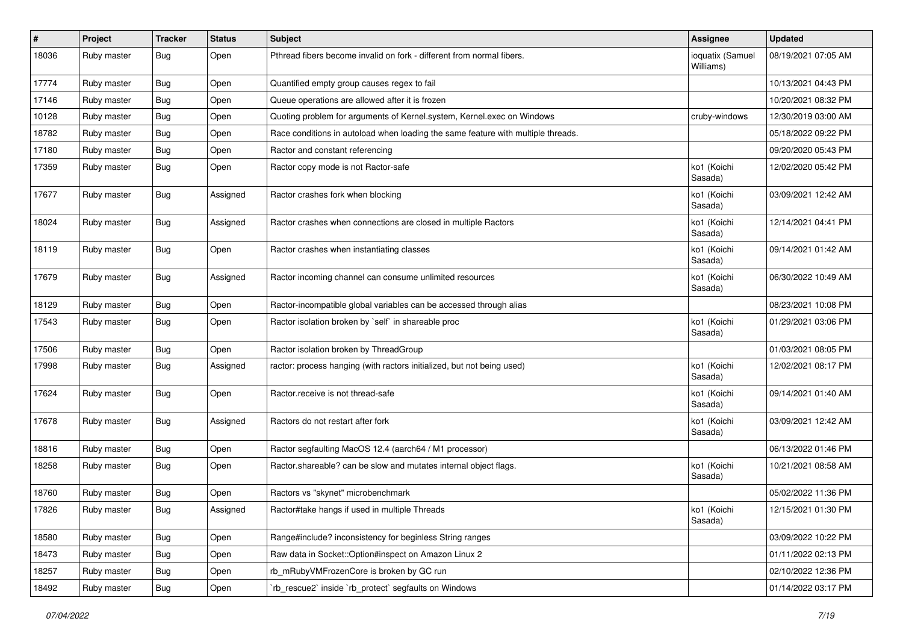| # | Project | Tracker | Status | Subject | Assignee | Updated |
|---|---|---|---|---|---|---|
| 18036 | Ruby master | Bug | Open | Pthread fibers become invalid on fork - different from normal fibers. | ioquatix (Samuel Williams) | 08/19/2021 07:05 AM |
| 17774 | Ruby master | Bug | Open | Quantified empty group causes regex to fail | | 10/13/2021 04:43 PM |
| 17146 | Ruby master | Bug | Open | Queue operations are allowed after it is frozen | | 10/20/2021 08:32 PM |
| 10128 | Ruby master | Bug | Open | Quoting problem for arguments of Kernel.system, Kernel.exec on Windows | cruby-windows | 12/30/2019 03:00 AM |
| 18782 | Ruby master | Bug | Open | Race conditions in autoload when loading the same feature with multiple threads. | | 05/18/2022 09:22 PM |
| 17180 | Ruby master | Bug | Open | Ractor and constant referencing | | 09/20/2020 05:43 PM |
| 17359 | Ruby master | Bug | Open | Ractor copy mode is not Ractor-safe | ko1 (Koichi Sasada) | 12/02/2020 05:42 PM |
| 17677 | Ruby master | Bug | Assigned | Ractor crashes fork when blocking | ko1 (Koichi Sasada) | 03/09/2021 12:42 AM |
| 18024 | Ruby master | Bug | Assigned | Ractor crashes when connections are closed in multiple Ractors | ko1 (Koichi Sasada) | 12/14/2021 04:41 PM |
| 18119 | Ruby master | Bug | Open | Ractor crashes when instantiating classes | ko1 (Koichi Sasada) | 09/14/2021 01:42 AM |
| 17679 | Ruby master | Bug | Assigned | Ractor incoming channel can consume unlimited resources | ko1 (Koichi Sasada) | 06/30/2022 10:49 AM |
| 18129 | Ruby master | Bug | Open | Ractor-incompatible global variables can be accessed through alias | | 08/23/2021 10:08 PM |
| 17543 | Ruby master | Bug | Open | Ractor isolation broken by `self` in shareable proc | ko1 (Koichi Sasada) | 01/29/2021 03:06 PM |
| 17506 | Ruby master | Bug | Open | Ractor isolation broken by ThreadGroup | | 01/03/2021 08:05 PM |
| 17998 | Ruby master | Bug | Assigned | ractor: process hanging (with ractors initialized, but not being used) | ko1 (Koichi Sasada) | 12/02/2021 08:17 PM |
| 17624 | Ruby master | Bug | Open | Ractor.receive is not thread-safe | ko1 (Koichi Sasada) | 09/14/2021 01:40 AM |
| 17678 | Ruby master | Bug | Assigned | Ractors do not restart after fork | ko1 (Koichi Sasada) | 03/09/2021 12:42 AM |
| 18816 | Ruby master | Bug | Open | Ractor segfaulting MacOS 12.4 (aarch64 / M1 processor) | | 06/13/2022 01:46 PM |
| 18258 | Ruby master | Bug | Open | Ractor.shareable? can be slow and mutates internal object flags. | ko1 (Koichi Sasada) | 10/21/2021 08:58 AM |
| 18760 | Ruby master | Bug | Open | Ractors vs "skynet" microbenchmark | | 05/02/2022 11:36 PM |
| 17826 | Ruby master | Bug | Assigned | Ractor#take hangs if used in multiple Threads | ko1 (Koichi Sasada) | 12/15/2021 01:30 PM |
| 18580 | Ruby master | Bug | Open | Range#include? inconsistency for beginless String ranges | | 03/09/2022 10:22 PM |
| 18473 | Ruby master | Bug | Open | Raw data in Socket::Option#inspect on Amazon Linux 2 | | 01/11/2022 02:13 PM |
| 18257 | Ruby master | Bug | Open | rb_mRubyVMFrozenCore is broken by GC run | | 02/10/2022 12:36 PM |
| 18492 | Ruby master | Bug | Open | `rb_rescue2` inside `rb_protect` segfaults on Windows | | 01/14/2022 03:17 PM |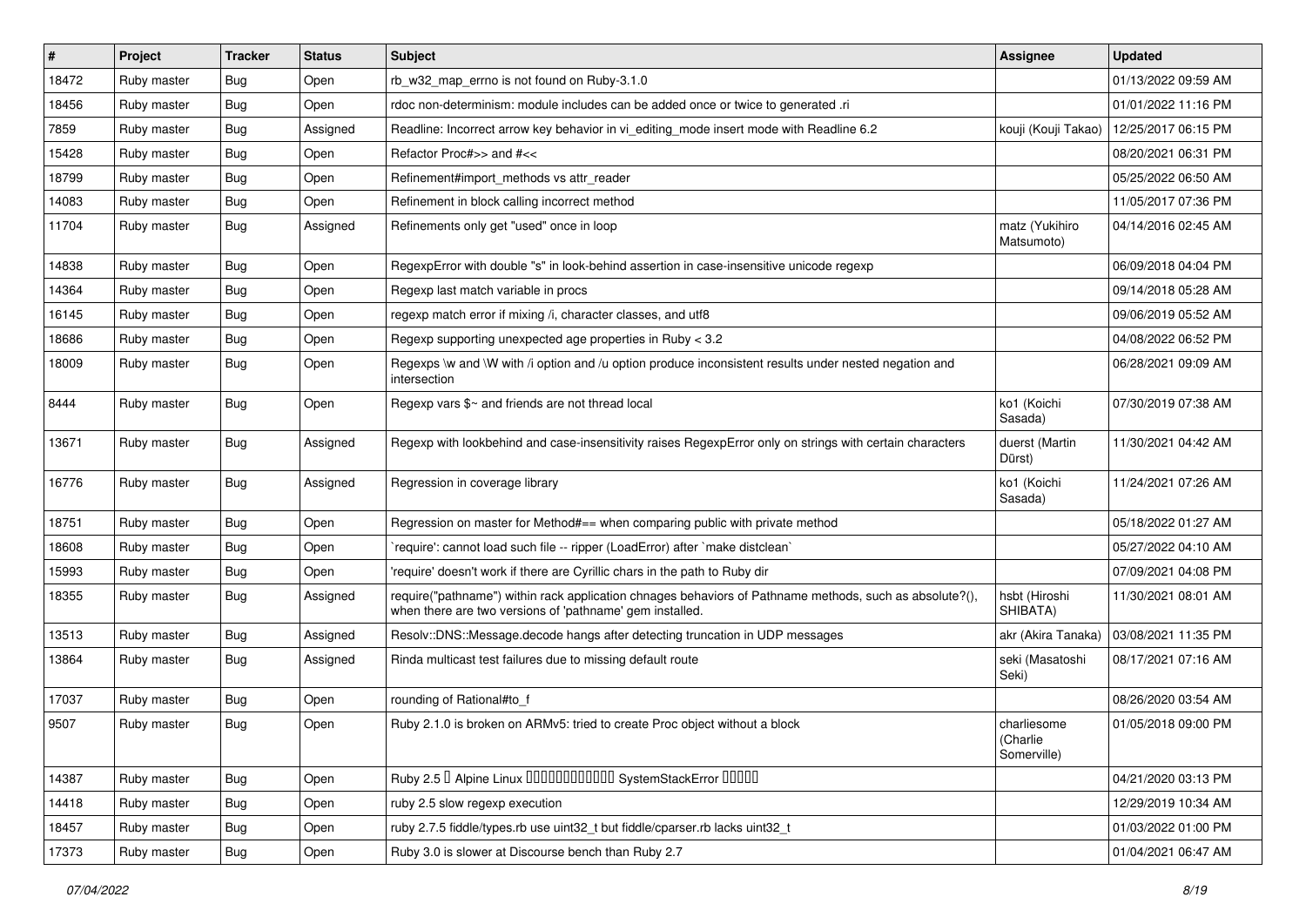| # | Project | Tracker | Status | Subject | Assignee | Updated |
|---|---|---|---|---|---|---|
| 18472 | Ruby master | Bug | Open | rb_w32_map_errno is not found on Ruby-3.1.0 | | 01/13/2022 09:59 AM |
| 18456 | Ruby master | Bug | Open | rdoc non-determinism: module includes can be added once or twice to generated .ri | | 01/01/2022 11:16 PM |
| 7859 | Ruby master | Bug | Assigned | Readline: Incorrect arrow key behavior in vi_editing_mode insert mode with Readline 6.2 | kouji (Kouji Takao) | 12/25/2017 06:15 PM |
| 15428 | Ruby master | Bug | Open | Refactor Proc#>> and #<< | | 08/20/2021 06:31 PM |
| 18799 | Ruby master | Bug | Open | Refinement#import_methods vs attr_reader | | 05/25/2022 06:50 AM |
| 14083 | Ruby master | Bug | Open | Refinement in block calling incorrect method | | 11/05/2017 07:36 PM |
| 11704 | Ruby master | Bug | Assigned | Refinements only get "used" once in loop | matz (Yukihiro Matsumoto) | 04/14/2016 02:45 AM |
| 14838 | Ruby master | Bug | Open | RegexpError with double "s" in look-behind assertion in case-insensitive unicode regexp | | 06/09/2018 04:04 PM |
| 14364 | Ruby master | Bug | Open | Regexp last match variable in procs | | 09/14/2018 05:28 AM |
| 16145 | Ruby master | Bug | Open | regexp match error if mixing /i, character classes, and utf8 | | 09/06/2019 05:52 AM |
| 18686 | Ruby master | Bug | Open | Regexp supporting unexpected age properties in Ruby < 3.2 | | 04/08/2022 06:52 PM |
| 18009 | Ruby master | Bug | Open | Regexps \w and \W with /i option and /u option produce inconsistent results under nested negation and intersection | | 06/28/2021 09:09 AM |
| 8444 | Ruby master | Bug | Open | Regexp vars $~ and friends are not thread local | ko1 (Koichi Sasada) | 07/30/2019 07:38 AM |
| 13671 | Ruby master | Bug | Assigned | Regexp with lookbehind and case-insensitivity raises RegexpError only on strings with certain characters | duerst (Martin Dürst) | 11/30/2021 04:42 AM |
| 16776 | Ruby master | Bug | Assigned | Regression in coverage library | ko1 (Koichi Sasada) | 11/24/2021 07:26 AM |
| 18751 | Ruby master | Bug | Open | Regression on master for Method#== when comparing public with private method | | 05/18/2022 01:27 AM |
| 18608 | Ruby master | Bug | Open | `require': cannot load such file -- ripper (LoadError) after `make distclean` | | 05/27/2022 04:10 AM |
| 15993 | Ruby master | Bug | Open | 'require' doesn't work if there are Cyrillic chars in the path to Ruby dir | | 07/09/2021 04:08 PM |
| 18355 | Ruby master | Bug | Assigned | require("pathname") within rack application chnages behaviors of Pathname methods, such as absolute?(), when there are two versions of 'pathname' gem installed. | hsbt (Hiroshi SHIBATA) | 11/30/2021 08:01 AM |
| 13513 | Ruby master | Bug | Assigned | Resolv::DNS::Message.decode hangs after detecting truncation in UDP messages | akr (Akira Tanaka) | 03/08/2021 11:35 PM |
| 13864 | Ruby master | Bug | Assigned | Rinda multicast test failures due to missing default route | seki (Masatoshi Seki) | 08/17/2021 07:16 AM |
| 17037 | Ruby master | Bug | Open | rounding of Rational#to_f | | 08/26/2020 03:54 AM |
| 9507 | Ruby master | Bug | Open | Ruby 2.1.0 is broken on ARMv5: tried to create Proc object without a block | charliesome (Charlie Somerville) | 01/05/2018 09:00 PM |
| 14387 | Ruby master | Bug | Open | Ruby 2.5 � Alpine Linux ������������ SystemStackError ����� | | 04/21/2020 03:13 PM |
| 14418 | Ruby master | Bug | Open | ruby 2.5 slow regexp execution | | 12/29/2019 10:34 AM |
| 18457 | Ruby master | Bug | Open | ruby 2.7.5 fiddle/types.rb use uint32_t but fiddle/cparser.rb lacks uint32_t | | 01/03/2022 01:00 PM |
| 17373 | Ruby master | Bug | Open | Ruby 3.0 is slower at Discourse bench than Ruby 2.7 | | 01/04/2021 06:47 AM |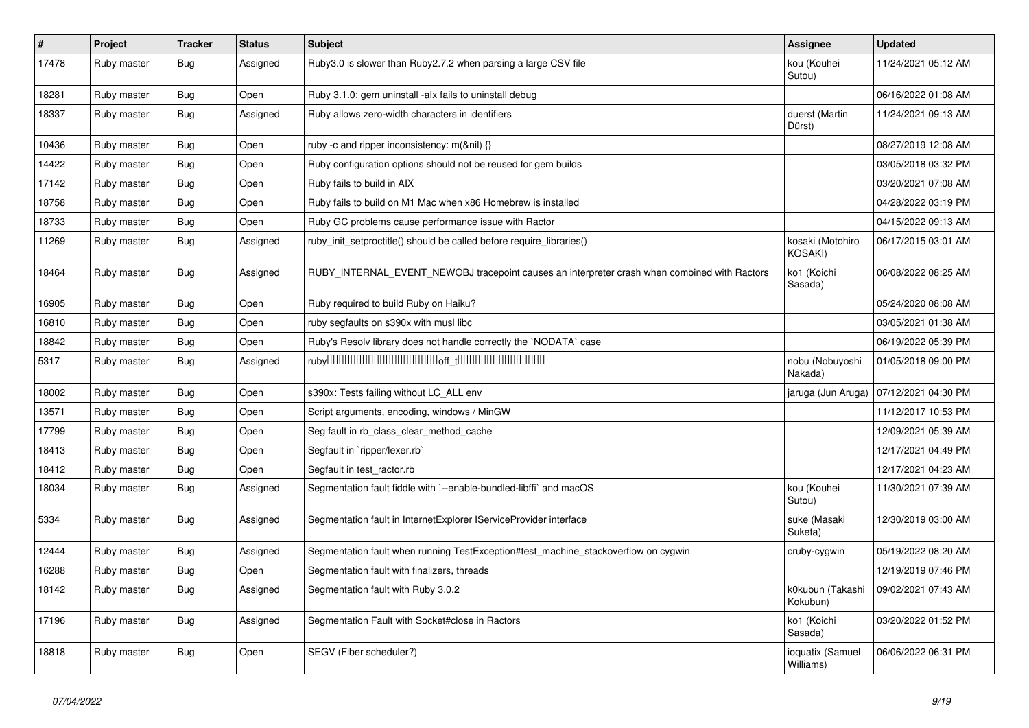| # | Project | Tracker | Status | Subject | Assignee | Updated |
|---|---|---|---|---|---|---|
| 17478 | Ruby master | Bug | Assigned | Ruby3.0 is slower than Ruby2.7.2 when parsing a large CSV file | kou (Kouhei Sutou) | 11/24/2021 05:12 AM |
| 18281 | Ruby master | Bug | Open | Ruby 3.1.0: gem uninstall -alx fails to uninstall debug | | 06/16/2022 01:08 AM |
| 18337 | Ruby master | Bug | Assigned | Ruby allows zero-width characters in identifiers | duerst (Martin Dürst) | 11/24/2021 09:13 AM |
| 10436 | Ruby master | Bug | Open | ruby -c and ripper inconsistency: m(&nil) {} | | 08/27/2019 12:08 AM |
| 14422 | Ruby master | Bug | Open | Ruby configuration options should not be reused for gem builds | | 03/05/2018 03:32 PM |
| 17142 | Ruby master | Bug | Open | Ruby fails to build in AIX | | 03/20/2021 07:08 AM |
| 18758 | Ruby master | Bug | Open | Ruby fails to build on M1 Mac when x86 Homebrew is installed | | 04/28/2022 03:19 PM |
| 18733 | Ruby master | Bug | Open | Ruby GC problems cause performance issue with Ractor | | 04/15/2022 09:13 AM |
| 11269 | Ruby master | Bug | Assigned | ruby_init_setproctitle() should be called before require_libraries() | kosaki (Motohiro KOSAKI) | 06/17/2015 03:01 AM |
| 18464 | Ruby master | Bug | Assigned | RUBY_INTERNAL_EVENT_NEWOBJ tracepoint causes an interpreter crash when combined with Ractors | ko1 (Koichi Sasada) | 06/08/2022 08:25 AM |
| 16905 | Ruby master | Bug | Open | Ruby required to build Ruby on Haiku? | | 05/24/2020 08:08 AM |
| 16810 | Ruby master | Bug | Open | ruby segfaults on s390x with musl libc | | 03/05/2021 01:38 AM |
| 18842 | Ruby master | Bug | Open | Ruby's Resolv library does not handle correctly the `NODATA` case | | 06/19/2022 05:39 PM |
| 5317 | Ruby master | Bug | Assigned | ruby⬚⬚⬚⬚⬚⬚⬚⬚⬚⬚⬚⬚⬚⬚⬚⬚⬚⬚⬚⬚off_t⬚⬚⬚⬚⬚⬚⬚⬚⬚⬚⬚⬚⬚⬚⬚⬚ | nobu (Nobuyoshi Nakada) | 01/05/2018 09:00 PM |
| 18002 | Ruby master | Bug | Open | s390x: Tests failing without LC_ALL env | jaruga (Jun Aruga) | 07/12/2021 04:30 PM |
| 13571 | Ruby master | Bug | Open | Script arguments, encoding, windows / MinGW | | 11/12/2017 10:53 PM |
| 17799 | Ruby master | Bug | Open | Seg fault in rb_class_clear_method_cache | | 12/09/2021 05:39 AM |
| 18413 | Ruby master | Bug | Open | Segfault in `ripper/lexer.rb` | | 12/17/2021 04:49 PM |
| 18412 | Ruby master | Bug | Open | Segfault in test_ractor.rb | | 12/17/2021 04:23 AM |
| 18034 | Ruby master | Bug | Assigned | Segmentation fault fiddle with `--enable-bundled-libffi` and macOS | kou (Kouhei Sutou) | 11/30/2021 07:39 AM |
| 5334 | Ruby master | Bug | Assigned | Segmentation fault in InternetExplorer IServiceProvider interface | suke (Masaki Suketa) | 12/30/2019 03:00 AM |
| 12444 | Ruby master | Bug | Assigned | Segmentation fault when running TestException#test_machine_stackoverflow on cygwin | cruby-cygwin | 05/19/2022 08:20 AM |
| 16288 | Ruby master | Bug | Open | Segmentation fault with finalizers, threads | | 12/19/2019 07:46 PM |
| 18142 | Ruby master | Bug | Assigned | Segmentation fault with Ruby 3.0.2 | k0kubun (Takashi Kokubun) | 09/02/2021 07:43 AM |
| 17196 | Ruby master | Bug | Assigned | Segmentation Fault with Socket#close in Ractors | ko1 (Koichi Sasada) | 03/20/2022 01:52 PM |
| 18818 | Ruby master | Bug | Open | SEGV (Fiber scheduler?) | ioquatix (Samuel Williams) | 06/06/2022 06:31 PM |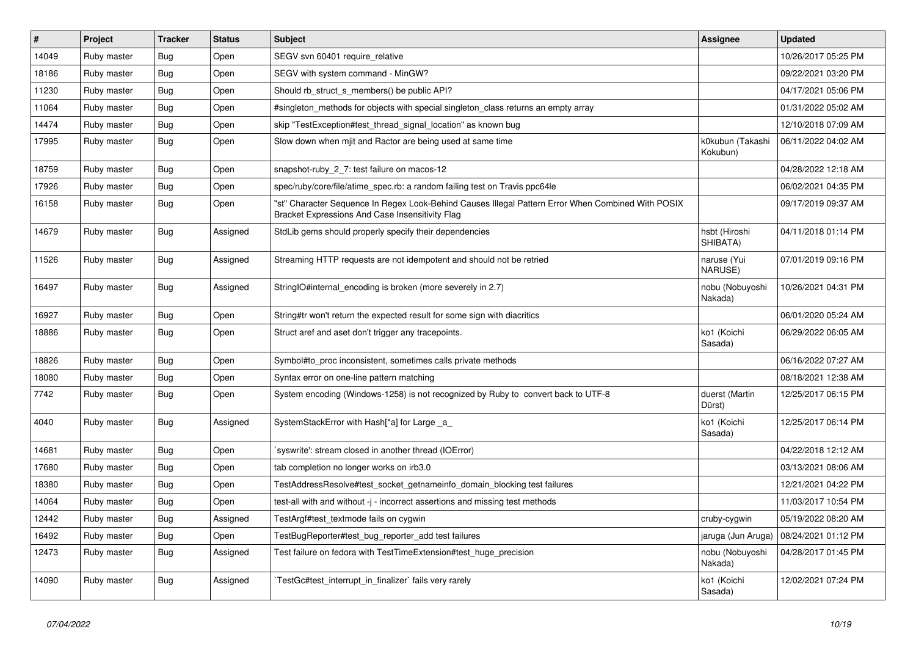| # | Project | Tracker | Status | Subject | Assignee | Updated |
|---|---|---|---|---|---|---|
| 14049 | Ruby master | Bug | Open | SEGV svn 60401 require_relative | | 10/26/2017 05:25 PM |
| 18186 | Ruby master | Bug | Open | SEGV with system command - MinGW? | | 09/22/2021 03:20 PM |
| 11230 | Ruby master | Bug | Open | Should rb_struct_s_members() be public API? | | 04/17/2021 05:06 PM |
| 11064 | Ruby master | Bug | Open | #singleton_methods for objects with special singleton_class returns an empty array | | 01/31/2022 05:02 AM |
| 14474 | Ruby master | Bug | Open | skip "TestException#test_thread_signal_location" as known bug | | 12/10/2018 07:09 AM |
| 17995 | Ruby master | Bug | Open | Slow down when mjit and Ractor are being used at same time | k0kubun (Takashi Kokubun) | 06/11/2022 04:02 AM |
| 18759 | Ruby master | Bug | Open | snapshot-ruby_2_7: test failure on macos-12 | | 04/28/2022 12:18 AM |
| 17926 | Ruby master | Bug | Open | spec/ruby/core/file/atime_spec.rb: a random failing test on Travis ppc64le | | 06/02/2021 04:35 PM |
| 16158 | Ruby master | Bug | Open | "st" Character Sequence In Regex Look-Behind Causes Illegal Pattern Error When Combined With POSIX Bracket Expressions And Case Insensitivity Flag | | 09/17/2019 09:37 AM |
| 14679 | Ruby master | Bug | Assigned | StdLib gems should properly specify their dependencies | hsbt (Hiroshi SHIBATA) | 04/11/2018 01:14 PM |
| 11526 | Ruby master | Bug | Assigned | Streaming HTTP requests are not idempotent and should not be retried | naruse (Yui NARUSE) | 07/01/2019 09:16 PM |
| 16497 | Ruby master | Bug | Assigned | StringIO#internal_encoding is broken (more severely in 2.7) | nobu (Nobuyoshi Nakada) | 10/26/2021 04:31 PM |
| 16927 | Ruby master | Bug | Open | String#tr won't return the expected result for some sign with diacritics | | 06/01/2020 05:24 AM |
| 18886 | Ruby master | Bug | Open | Struct aref and aset don't trigger any tracepoints. | ko1 (Koichi Sasada) | 06/29/2022 06:05 AM |
| 18826 | Ruby master | Bug | Open | Symbol#to_proc inconsistent, sometimes calls private methods | | 06/16/2022 07:27 AM |
| 18080 | Ruby master | Bug | Open | Syntax error on one-line pattern matching | | 08/18/2021 12:38 AM |
| 7742 | Ruby master | Bug | Open | System encoding (Windows-1258) is not recognized by Ruby to convert back to UTF-8 | duerst (Martin Dürst) | 12/25/2017 06:15 PM |
| 4040 | Ruby master | Bug | Assigned | SystemStackError with Hash[*a] for Large _a_ | ko1 (Koichi Sasada) | 12/25/2017 06:14 PM |
| 14681 | Ruby master | Bug | Open | `syswrite': stream closed in another thread (IOError) | | 04/22/2018 12:12 AM |
| 17680 | Ruby master | Bug | Open | tab completion no longer works on irb3.0 | | 03/13/2021 08:06 AM |
| 18380 | Ruby master | Bug | Open | TestAddressResolve#test_socket_getnameinfo_domain_blocking test failures | | 12/21/2021 04:22 PM |
| 14064 | Ruby master | Bug | Open | test-all with and without -j - incorrect assertions and missing test methods | | 11/03/2017 10:54 PM |
| 12442 | Ruby master | Bug | Assigned | TestArgf#test_textmode fails on cygwin | cruby-cygwin | 05/19/2022 08:20 AM |
| 16492 | Ruby master | Bug | Open | TestBugReporter#test_bug_reporter_add test failures | jaruga (Jun Aruga) | 08/24/2021 01:12 PM |
| 12473 | Ruby master | Bug | Assigned | Test failure on fedora with TestTimeExtension#test_huge_precision | nobu (Nobuyoshi Nakada) | 04/28/2017 01:45 PM |
| 14090 | Ruby master | Bug | Assigned | `TestGc#test_interrupt_in_finalizer` fails very rarely | ko1 (Koichi Sasada) | 12/02/2021 07:24 PM |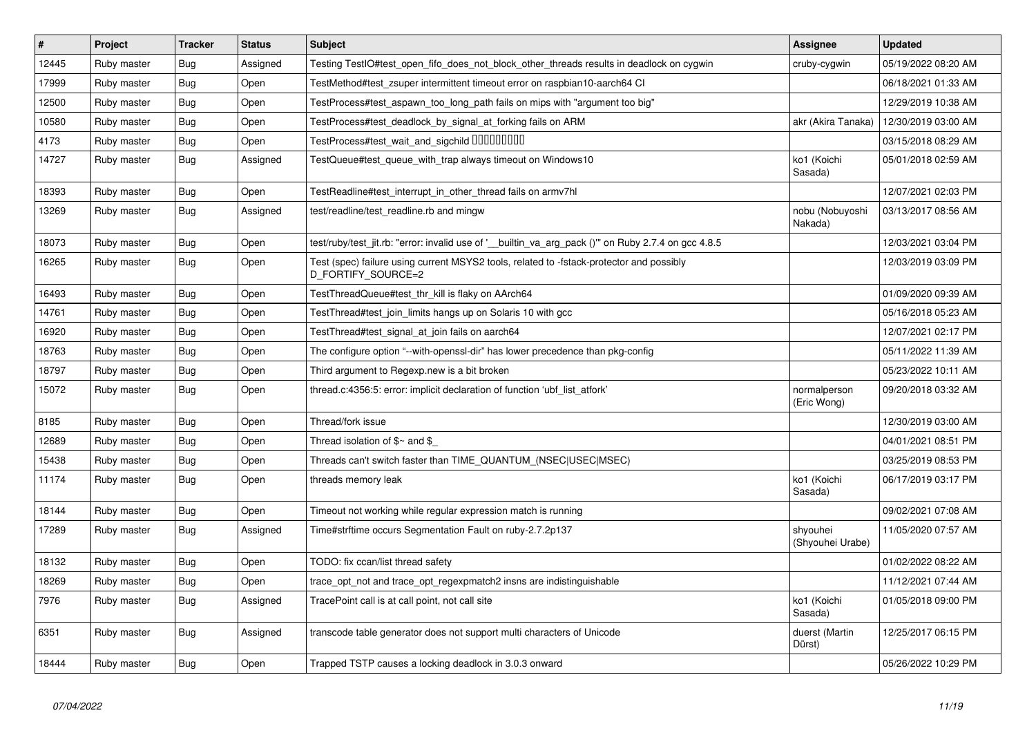| # | Project | Tracker | Status | Subject | Assignee | Updated |
|---|---|---|---|---|---|---|
| 12445 | Ruby master | Bug | Assigned | Testing TestIO#test_open_fifo_does_not_block_other_threads results in deadlock on cygwin | cruby-cygwin | 05/19/2022 08:20 AM |
| 17999 | Ruby master | Bug | Open | TestMethod#test_zsuper intermittent timeout error on raspbian10-aarch64 CI | | 06/18/2021 01:33 AM |
| 12500 | Ruby master | Bug | Open | TestProcess#test_aspawn_too_long_path fails on mips with "argument too big" | | 12/29/2019 10:38 AM |
| 10580 | Ruby master | Bug | Open | TestProcess#test_deadlock_by_signal_at_forking fails on ARM | akr (Akira Tanaka) | 12/30/2019 03:00 AM |
| 4173 | Ruby master | Bug | Open | TestProcess#test_wait_and_sigchild ���������� | | 03/15/2018 08:29 AM |
| 14727 | Ruby master | Bug | Assigned | TestQueue#test_queue_with_trap always timeout on Windows10 | ko1 (Koichi Sasada) | 05/01/2018 02:59 AM |
| 18393 | Ruby master | Bug | Open | TestReadline#test_interrupt_in_other_thread fails on armv7hl | | 12/07/2021 02:03 PM |
| 13269 | Ruby master | Bug | Assigned | test/readline/test_readline.rb and mingw | nobu (Nobuyoshi Nakada) | 03/13/2017 08:56 AM |
| 18073 | Ruby master | Bug | Open | test/ruby/test_jit.rb: "error: invalid use of '__builtin_va_arg_pack ()'" on Ruby 2.7.4 on gcc 4.8.5 | | 12/03/2021 03:04 PM |
| 16265 | Ruby master | Bug | Open | Test (spec) failure using current MSYS2 tools, related to -fstack-protector and possibly D_FORTIFY_SOURCE=2 | | 12/03/2019 03:09 PM |
| 16493 | Ruby master | Bug | Open | TestThreadQueue#test_thr_kill is flaky on AArch64 | | 01/09/2020 09:39 AM |
| 14761 | Ruby master | Bug | Open | TestThread#test_join_limits hangs up on Solaris 10 with gcc | | 05/16/2018 05:23 AM |
| 16920 | Ruby master | Bug | Open | TestThread#test_signal_at_join fails on aarch64 | | 12/07/2021 02:17 PM |
| 18763 | Ruby master | Bug | Open | The configure option "--with-openssl-dir" has lower precedence than pkg-config | | 05/11/2022 11:39 AM |
| 18797 | Ruby master | Bug | Open | Third argument to Regexp.new is a bit broken | | 05/23/2022 10:11 AM |
| 15072 | Ruby master | Bug | Open | thread.c:4356:5: error: implicit declaration of function 'ubf_list_atfork' | normalperson (Eric Wong) | 09/20/2018 03:32 AM |
| 8185 | Ruby master | Bug | Open | Thread/fork issue | | 12/30/2019 03:00 AM |
| 12689 | Ruby master | Bug | Open | Thread isolation of $~ and $_ | | 04/01/2021 08:51 PM |
| 15438 | Ruby master | Bug | Open | Threads can't switch faster than TIME_QUANTUM_(NSEC\|USEC\|MSEC) | | 03/25/2019 08:53 PM |
| 11174 | Ruby master | Bug | Open | threads memory leak | ko1 (Koichi Sasada) | 06/17/2019 03:17 PM |
| 18144 | Ruby master | Bug | Open | Timeout not working while regular expression match is running | | 09/02/2021 07:08 AM |
| 17289 | Ruby master | Bug | Assigned | Time#strftime occurs Segmentation Fault on ruby-2.7.2p137 | shyouhei (Shyouhei Urabe) | 11/05/2020 07:57 AM |
| 18132 | Ruby master | Bug | Open | TODO: fix ccan/list thread safety | | 01/02/2022 08:22 AM |
| 18269 | Ruby master | Bug | Open | trace_opt_not and trace_opt_regexpmatch2 insns are indistinguishable | | 11/12/2021 07:44 AM |
| 7976 | Ruby master | Bug | Assigned | TracePoint call is at call point, not call site | ko1 (Koichi Sasada) | 01/05/2018 09:00 PM |
| 6351 | Ruby master | Bug | Assigned | transcode table generator does not support multi characters of Unicode | duerst (Martin Dürst) | 12/25/2017 06:15 PM |
| 18444 | Ruby master | Bug | Open | Trapped TSTP causes a locking deadlock in 3.0.3 onward | | 05/26/2022 10:29 PM |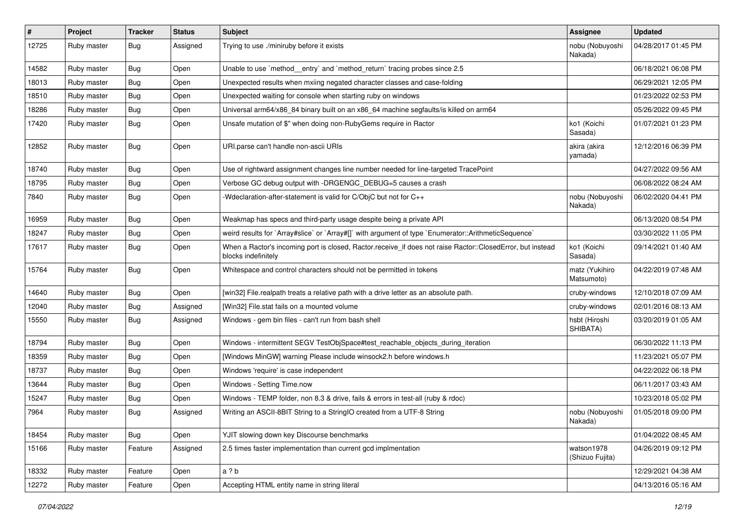| # | Project | Tracker | Status | Subject | Assignee | Updated |
|---|---|---|---|---|---|---|
| 12725 | Ruby master | Bug | Assigned | Trying to use ./miniruby before it exists | nobu (Nobuyoshi Nakada) | 04/28/2017 01:45 PM |
| 14582 | Ruby master | Bug | Open | Unable to use `method__entry` and `method_return` tracing probes since 2.5 | | 06/18/2021 06:08 PM |
| 18013 | Ruby master | Bug | Open | Unexpected results when mxiing negated character classes and case-folding | | 06/29/2021 12:05 PM |
| 18510 | Ruby master | Bug | Open | Unexpected waiting for console when starting ruby on windows | | 01/23/2022 02:53 PM |
| 18286 | Ruby master | Bug | Open | Universal arm64/x86_84 binary built on an x86_64 machine segfaults/is killed on arm64 | | 05/26/2022 09:45 PM |
| 17420 | Ruby master | Bug | Open | Unsafe mutation of $" when doing non-RubyGems require in Ractor | ko1 (Koichi Sasada) | 01/07/2021 01:23 PM |
| 12852 | Ruby master | Bug | Open | URI.parse can't handle non-ascii URIs | akira (akira yamada) | 12/12/2016 06:39 PM |
| 18740 | Ruby master | Bug | Open | Use of rightward assignment changes line number needed for line-targeted TracePoint | | 04/27/2022 09:56 AM |
| 18795 | Ruby master | Bug | Open | Verbose GC debug output with -DRGENGC_DEBUG=5 causes a crash | | 06/08/2022 08:24 AM |
| 7840 | Ruby master | Bug | Open | -Wdeclaration-after-statement is valid for C/ObjC but not for C++ | nobu (Nobuyoshi Nakada) | 06/02/2020 04:41 PM |
| 16959 | Ruby master | Bug | Open | Weakmap has specs and third-party usage despite being a private API | | 06/13/2020 08:54 PM |
| 18247 | Ruby master | Bug | Open | weird results for `Array#slice` or `Array#[]` with argument of type `Enumerator::ArithmeticSequence` | | 03/30/2022 11:05 PM |
| 17617 | Ruby master | Bug | Open | When a Ractor's incoming port is closed, Ractor.receive_if does not raise Ractor::ClosedError, but instead blocks indefinitely | ko1 (Koichi Sasada) | 09/14/2021 01:40 AM |
| 15764 | Ruby master | Bug | Open | Whitespace and control characters should not be permitted in tokens | matz (Yukihiro Matsumoto) | 04/22/2019 07:48 AM |
| 14640 | Ruby master | Bug | Open | [win32] File.realpath treats a relative path with a drive letter as an absolute path. | cruby-windows | 12/10/2018 07:09 AM |
| 12040 | Ruby master | Bug | Assigned | [Win32] File.stat fails on a mounted volume | cruby-windows | 02/01/2016 08:13 AM |
| 15550 | Ruby master | Bug | Assigned | Windows - gem bin files - can't run from bash shell | hsbt (Hiroshi SHIBATA) | 03/20/2019 01:05 AM |
| 18794 | Ruby master | Bug | Open | Windows - intermittent SEGV TestObjSpace#test_reachable_objects_during_iteration | | 06/30/2022 11:13 PM |
| 18359 | Ruby master | Bug | Open | [Windows MinGW] warning Please include winsock2.h before windows.h | | 11/23/2021 05:07 PM |
| 18737 | Ruby master | Bug | Open | Windows 'require' is case independent | | 04/22/2022 06:18 PM |
| 13644 | Ruby master | Bug | Open | Windows - Setting Time.now | | 06/11/2017 03:43 AM |
| 15247 | Ruby master | Bug | Open | Windows - TEMP folder, non 8.3 & drive, fails & errors in test-all (ruby & rdoc) | | 10/23/2018 05:02 PM |
| 7964 | Ruby master | Bug | Assigned | Writing an ASCII-8BIT String to a StringIO created from a UTF-8 String | nobu (Nobuyoshi Nakada) | 01/05/2018 09:00 PM |
| 18454 | Ruby master | Bug | Open | YJIT slowing down key Discourse benchmarks | | 01/04/2022 08:45 AM |
| 15166 | Ruby master | Feature | Assigned | 2.5 times faster implementation than current gcd implmentation | watson1978 (Shizuo Fujita) | 04/26/2019 09:12 PM |
| 18332 | Ruby master | Feature | Open | a ? b | | 12/29/2021 04:38 AM |
| 12272 | Ruby master | Feature | Open | Accepting HTML entity name in string literal | | 04/13/2016 05:16 AM |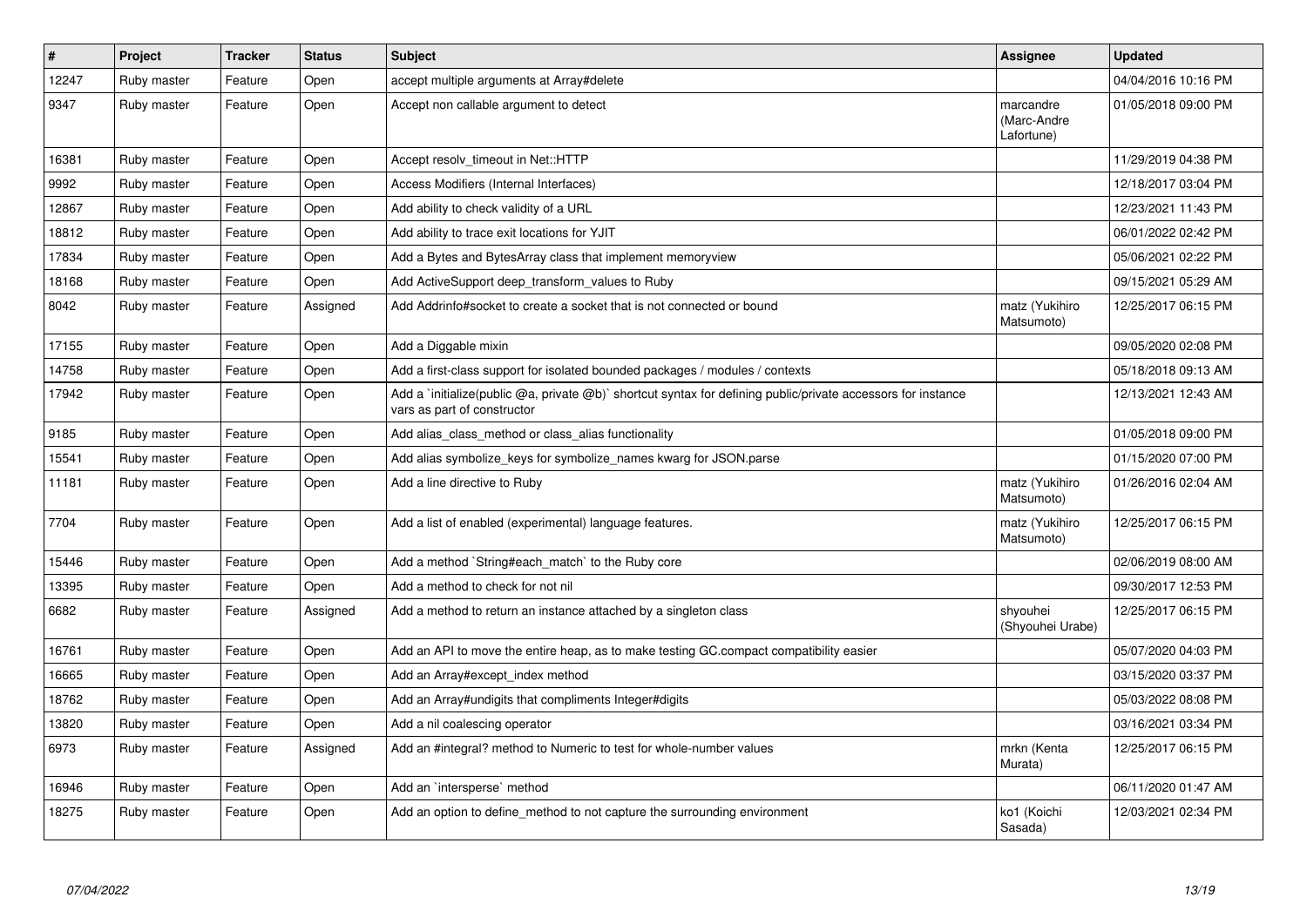| # | Project | Tracker | Status | Subject | Assignee | Updated |
|---|---|---|---|---|---|---|
| 12247 | Ruby master | Feature | Open | accept multiple arguments at Array#delete | | 04/04/2016 10:16 PM |
| 9347 | Ruby master | Feature | Open | Accept non callable argument to detect | marcandre (Marc-Andre Lafortune) | 01/05/2018 09:00 PM |
| 16381 | Ruby master | Feature | Open | Accept resolv_timeout in Net::HTTP | | 11/29/2019 04:38 PM |
| 9992 | Ruby master | Feature | Open | Access Modifiers (Internal Interfaces) | | 12/18/2017 03:04 PM |
| 12867 | Ruby master | Feature | Open | Add ability to check validity of a URL | | 12/23/2021 11:43 PM |
| 18812 | Ruby master | Feature | Open | Add ability to trace exit locations for YJIT | | 06/01/2022 02:42 PM |
| 17834 | Ruby master | Feature | Open | Add a Bytes and BytesArray class that implement memoryview | | 05/06/2021 02:22 PM |
| 18168 | Ruby master | Feature | Open | Add ActiveSupport deep_transform_values to Ruby | | 09/15/2021 05:29 AM |
| 8042 | Ruby master | Feature | Assigned | Add Addrinfo#socket to create a socket that is not connected or bound | matz (Yukihiro Matsumoto) | 12/25/2017 06:15 PM |
| 17155 | Ruby master | Feature | Open | Add a Diggable mixin | | 09/05/2020 02:08 PM |
| 14758 | Ruby master | Feature | Open | Add a first-class support for isolated bounded packages / modules / contexts | | 05/18/2018 09:13 AM |
| 17942 | Ruby master | Feature | Open | Add a `initialize(public @a, private @b)` shortcut syntax for defining public/private accessors for instance vars as part of constructor | | 12/13/2021 12:43 AM |
| 9185 | Ruby master | Feature | Open | Add alias_class_method or class_alias functionality | | 01/05/2018 09:00 PM |
| 15541 | Ruby master | Feature | Open | Add alias symbolize_keys for symbolize_names kwarg for JSON.parse | | 01/15/2020 07:00 PM |
| 11181 | Ruby master | Feature | Open | Add a line directive to Ruby | matz (Yukihiro Matsumoto) | 01/26/2016 02:04 AM |
| 7704 | Ruby master | Feature | Open | Add a list of enabled (experimental) language features. | matz (Yukihiro Matsumoto) | 12/25/2017 06:15 PM |
| 15446 | Ruby master | Feature | Open | Add a method `String#each_match` to the Ruby core | | 02/06/2019 08:00 AM |
| 13395 | Ruby master | Feature | Open | Add a method to check for not nil | | 09/30/2017 12:53 PM |
| 6682 | Ruby master | Feature | Assigned | Add a method to return an instance attached by a singleton class | shyouhei (Shyouhei Urabe) | 12/25/2017 06:15 PM |
| 16761 | Ruby master | Feature | Open | Add an API to move the entire heap, as to make testing GC.compact compatibility easier | | 05/07/2020 04:03 PM |
| 16665 | Ruby master | Feature | Open | Add an Array#except_index method | | 03/15/2020 03:37 PM |
| 18762 | Ruby master | Feature | Open | Add an Array#undigits that compliments Integer#digits | | 05/03/2022 08:08 PM |
| 13820 | Ruby master | Feature | Open | Add a nil coalescing operator | | 03/16/2021 03:34 PM |
| 6973 | Ruby master | Feature | Assigned | Add an #integral? method to Numeric to test for whole-number values | mrkn (Kenta Murata) | 12/25/2017 06:15 PM |
| 16946 | Ruby master | Feature | Open | Add an `intersperse` method | | 06/11/2020 01:47 AM |
| 18275 | Ruby master | Feature | Open | Add an option to define_method to not capture the surrounding environment | ko1 (Koichi Sasada) | 12/03/2021 02:34 PM |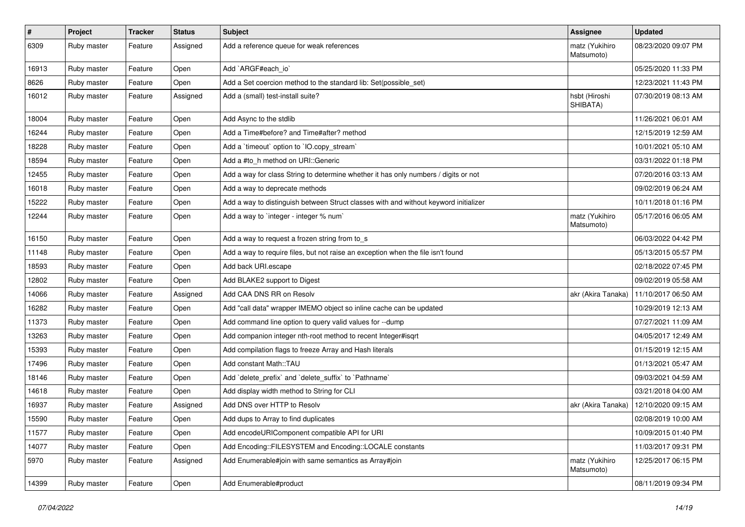| # | Project | Tracker | Status | Subject | Assignee | Updated |
| --- | --- | --- | --- | --- | --- | --- |
| 6309 | Ruby master | Feature | Assigned | Add a reference queue for weak references | matz (Yukihiro Matsumoto) | 08/23/2020 09:07 PM |
| 16913 | Ruby master | Feature | Open | Add `ARGF#each_io` | | 05/25/2020 11:33 PM |
| 8626 | Ruby master | Feature | Open | Add a Set coercion method to the standard lib: Set(possible_set) | | 12/23/2021 11:43 PM |
| 16012 | Ruby master | Feature | Assigned | Add a (small) test-install suite? | hsbt (Hiroshi SHIBATA) | 07/30/2019 08:13 AM |
| 18004 | Ruby master | Feature | Open | Add Async to the stdlib | | 11/26/2021 06:01 AM |
| 16244 | Ruby master | Feature | Open | Add a Time#before? and Time#after? method | | 12/15/2019 12:59 AM |
| 18228 | Ruby master | Feature | Open | Add a `timeout` option to `IO.copy_stream` | | 10/01/2021 05:10 AM |
| 18594 | Ruby master | Feature | Open | Add a #to_h method on URI::Generic | | 03/31/2022 01:18 PM |
| 12455 | Ruby master | Feature | Open | Add a way for class String to determine whether it has only numbers / digits or not | | 07/20/2016 03:13 AM |
| 16018 | Ruby master | Feature | Open | Add a way to deprecate methods | | 09/02/2019 06:24 AM |
| 15222 | Ruby master | Feature | Open | Add a way to distinguish between Struct classes with and without keyword initializer | | 10/11/2018 01:16 PM |
| 12244 | Ruby master | Feature | Open | Add a way to `integer - integer % num` | matz (Yukihiro Matsumoto) | 05/17/2016 06:05 AM |
| 16150 | Ruby master | Feature | Open | Add a way to request a frozen string from to_s | | 06/03/2022 04:42 PM |
| 11148 | Ruby master | Feature | Open | Add a way to require files, but not raise an exception when the file isn't found | | 05/13/2015 05:57 PM |
| 18593 | Ruby master | Feature | Open | Add back URI.escape | | 02/18/2022 07:45 PM |
| 12802 | Ruby master | Feature | Open | Add BLAKE2 support to Digest | | 09/02/2019 05:58 AM |
| 14066 | Ruby master | Feature | Assigned | Add CAA DNS RR on Resolv | akr (Akira Tanaka) | 11/10/2017 06:50 AM |
| 16282 | Ruby master | Feature | Open | Add "call data" wrapper IMEMO object so inline cache can be updated | | 10/29/2019 12:13 AM |
| 11373 | Ruby master | Feature | Open | Add command line option to query valid values for --dump | | 07/27/2021 11:09 AM |
| 13263 | Ruby master | Feature | Open | Add companion integer nth-root method to recent Integer#isqrt | | 04/05/2017 12:49 AM |
| 15393 | Ruby master | Feature | Open | Add compilation flags to freeze Array and Hash literals | | 01/15/2019 12:15 AM |
| 17496 | Ruby master | Feature | Open | Add constant Math::TAU | | 01/13/2021 05:47 AM |
| 18146 | Ruby master | Feature | Open | Add `delete_prefix` and `delete_suffix` to `Pathname` | | 09/03/2021 04:59 AM |
| 14618 | Ruby master | Feature | Open | Add display width method to String for CLI | | 03/21/2018 04:00 AM |
| 16937 | Ruby master | Feature | Assigned | Add DNS over HTTP to Resolv | akr (Akira Tanaka) | 12/10/2020 09:15 AM |
| 15590 | Ruby master | Feature | Open | Add dups to Array to find duplicates | | 02/08/2019 10:00 AM |
| 11577 | Ruby master | Feature | Open | Add encodeURIComponent compatible API for URI | | 10/09/2015 01:40 PM |
| 14077 | Ruby master | Feature | Open | Add Encoding::FILESYSTEM and Encoding::LOCALE constants | | 11/03/2017 09:31 PM |
| 5970 | Ruby master | Feature | Assigned | Add Enumerable#join with same semantics as Array#join | matz (Yukihiro Matsumoto) | 12/25/2017 06:15 PM |
| 14399 | Ruby master | Feature | Open | Add Enumerable#product | | 08/11/2019 09:34 PM |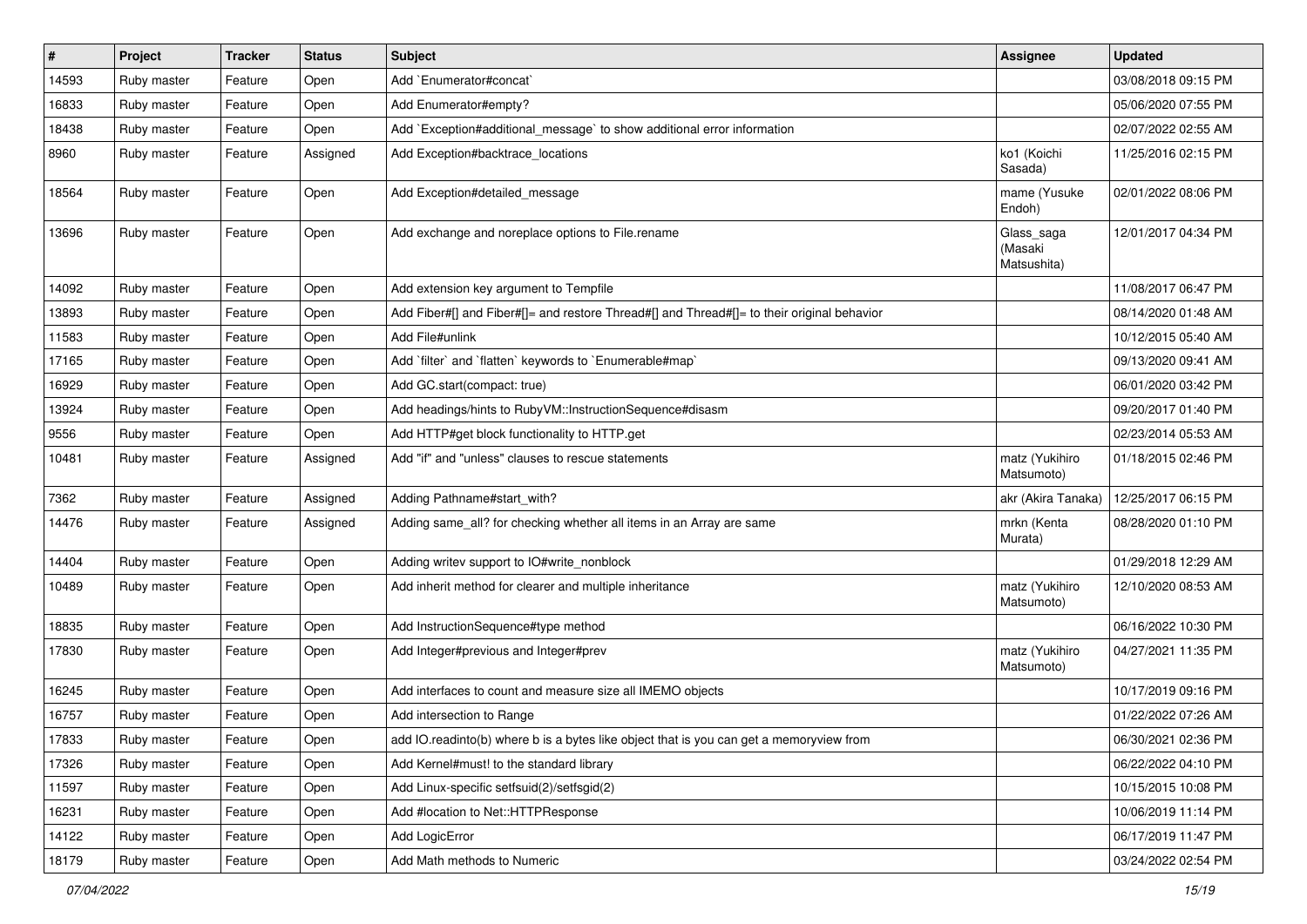| # | Project | Tracker | Status | Subject | Assignee | Updated |
|---|---|---|---|---|---|---|
| 14593 | Ruby master | Feature | Open | Add `Enumerator#concat` | | 03/08/2018 09:15 PM |
| 16833 | Ruby master | Feature | Open | Add Enumerator#empty? | | 05/06/2020 07:55 PM |
| 18438 | Ruby master | Feature | Open | Add `Exception#additional_message` to show additional error information | | 02/07/2022 02:55 AM |
| 8960 | Ruby master | Feature | Assigned | Add Exception#backtrace_locations | ko1 (Koichi Sasada) | 11/25/2016 02:15 PM |
| 18564 | Ruby master | Feature | Open | Add Exception#detailed_message | mame (Yusuke Endoh) | 02/01/2022 08:06 PM |
| 13696 | Ruby master | Feature | Open | Add exchange and noreplace options to File.rename | Glass_saga (Masaki Matsushita) | 12/01/2017 04:34 PM |
| 14092 | Ruby master | Feature | Open | Add extension key argument to Tempfile | | 11/08/2017 06:47 PM |
| 13893 | Ruby master | Feature | Open | Add Fiber#[] and Fiber#[]= and restore Thread#[] and Thread#[]= to their original behavior | | 08/14/2020 01:48 AM |
| 11583 | Ruby master | Feature | Open | Add File#unlink | | 10/12/2015 05:40 AM |
| 17165 | Ruby master | Feature | Open | Add `filter` and `flatten` keywords to `Enumerable#map` | | 09/13/2020 09:41 AM |
| 16929 | Ruby master | Feature | Open | Add GC.start(compact: true) | | 06/01/2020 03:42 PM |
| 13924 | Ruby master | Feature | Open | Add headings/hints to RubyVM::InstructionSequence#disasm | | 09/20/2017 01:40 PM |
| 9556 | Ruby master | Feature | Open | Add HTTP#get block functionality to HTTP.get | | 02/23/2014 05:53 AM |
| 10481 | Ruby master | Feature | Assigned | Add "if" and "unless" clauses to rescue statements | matz (Yukihiro Matsumoto) | 01/18/2015 02:46 PM |
| 7362 | Ruby master | Feature | Assigned | Adding Pathname#start_with? | akr (Akira Tanaka) | 12/25/2017 06:15 PM |
| 14476 | Ruby master | Feature | Assigned | Adding same_all? for checking whether all items in an Array are same | mrkn (Kenta Murata) | 08/28/2020 01:10 PM |
| 14404 | Ruby master | Feature | Open | Adding writev support to IO#write_nonblock | | 01/29/2018 12:29 AM |
| 10489 | Ruby master | Feature | Open | Add inherit method for clearer and multiple inheritance | matz (Yukihiro Matsumoto) | 12/10/2020 08:53 AM |
| 18835 | Ruby master | Feature | Open | Add InstructionSequence#type method | | 06/16/2022 10:30 PM |
| 17830 | Ruby master | Feature | Open | Add Integer#previous and Integer#prev | matz (Yukihiro Matsumoto) | 04/27/2021 11:35 PM |
| 16245 | Ruby master | Feature | Open | Add interfaces to count and measure size all IMEMO objects | | 10/17/2019 09:16 PM |
| 16757 | Ruby master | Feature | Open | Add intersection to Range | | 01/22/2022 07:26 AM |
| 17833 | Ruby master | Feature | Open | add IO.readinto(b) where b is a bytes like object that is you can get a memoryview from | | 06/30/2021 02:36 PM |
| 17326 | Ruby master | Feature | Open | Add Kernel#must! to the standard library | | 06/22/2022 04:10 PM |
| 11597 | Ruby master | Feature | Open | Add Linux-specific setfsuid(2)/setfsgid(2) | | 10/15/2015 10:08 PM |
| 16231 | Ruby master | Feature | Open | Add #location to Net::HTTPResponse | | 10/06/2019 11:14 PM |
| 14122 | Ruby master | Feature | Open | Add LogicError | | 06/17/2019 11:47 PM |
| 18179 | Ruby master | Feature | Open | Add Math methods to Numeric | | 03/24/2022 02:54 PM |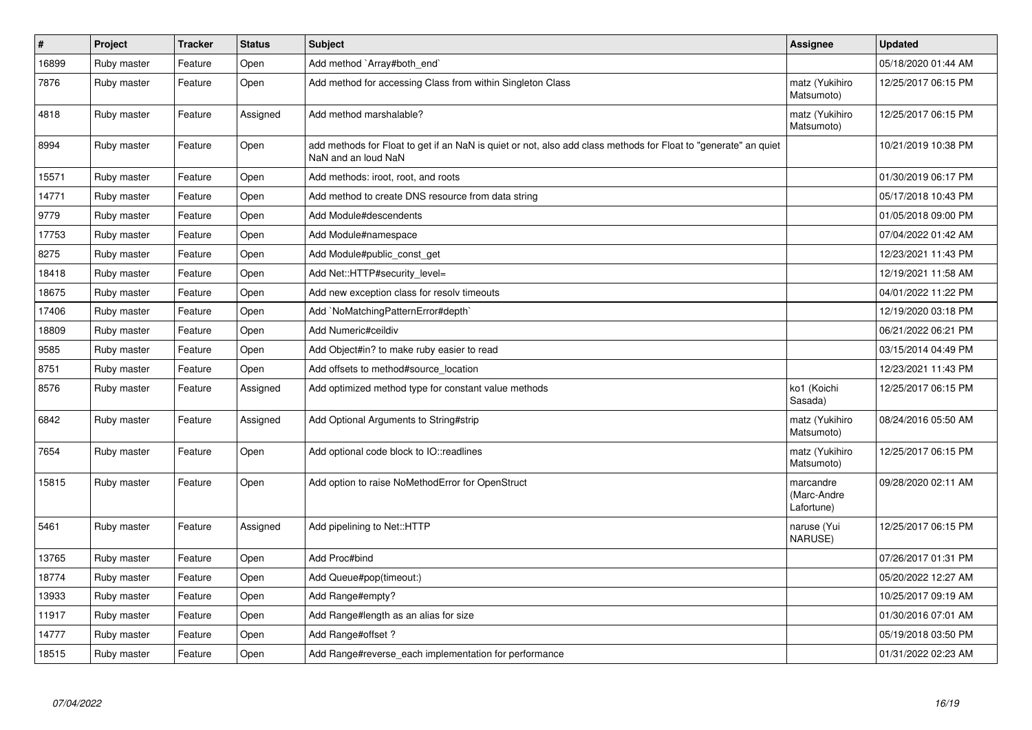| # | Project | Tracker | Status | Subject | Assignee | Updated |
|---|---|---|---|---|---|---|
| 16899 | Ruby master | Feature | Open | Add method `Array#both_end` | | 05/18/2020 01:44 AM |
| 7876 | Ruby master | Feature | Open | Add method for accessing Class from within Singleton Class | matz (Yukihiro Matsumoto) | 12/25/2017 06:15 PM |
| 4818 | Ruby master | Feature | Assigned | Add method marshalable? | matz (Yukihiro Matsumoto) | 12/25/2017 06:15 PM |
| 8994 | Ruby master | Feature | Open | add methods for Float to get if an NaN is quiet or not, also add class methods for Float to "generate" an quiet NaN and an loud NaN | | 10/21/2019 10:38 PM |
| 15571 | Ruby master | Feature | Open | Add methods: iroot, root, and roots | | 01/30/2019 06:17 PM |
| 14771 | Ruby master | Feature | Open | Add method to create DNS resource from data string | | 05/17/2018 10:43 PM |
| 9779 | Ruby master | Feature | Open | Add Module#descendents | | 01/05/2018 09:00 PM |
| 17753 | Ruby master | Feature | Open | Add Module#namespace | | 07/04/2022 01:42 AM |
| 8275 | Ruby master | Feature | Open | Add Module#public_const_get | | 12/23/2021 11:43 PM |
| 18418 | Ruby master | Feature | Open | Add Net::HTTP#security_level= | | 12/19/2021 11:58 AM |
| 18675 | Ruby master | Feature | Open | Add new exception class for resolv timeouts | | 04/01/2022 11:22 PM |
| 17406 | Ruby master | Feature | Open | Add `NoMatchingPatternError#depth` | | 12/19/2020 03:18 PM |
| 18809 | Ruby master | Feature | Open | Add Numeric#ceildiv | | 06/21/2022 06:21 PM |
| 9585 | Ruby master | Feature | Open | Add Object#in? to make ruby easier to read | | 03/15/2014 04:49 PM |
| 8751 | Ruby master | Feature | Open | Add offsets to method#source_location | | 12/23/2021 11:43 PM |
| 8576 | Ruby master | Feature | Assigned | Add optimized method type for constant value methods | ko1 (Koichi Sasada) | 12/25/2017 06:15 PM |
| 6842 | Ruby master | Feature | Assigned | Add Optional Arguments to String#strip | matz (Yukihiro Matsumoto) | 08/24/2016 05:50 AM |
| 7654 | Ruby master | Feature | Open | Add optional code block to IO::readlines | matz (Yukihiro Matsumoto) | 12/25/2017 06:15 PM |
| 15815 | Ruby master | Feature | Open | Add option to raise NoMethodError for OpenStruct | marcandre (Marc-Andre Lafortune) | 09/28/2020 02:11 AM |
| 5461 | Ruby master | Feature | Assigned | Add pipelining to Net::HTTP | naruse (Yui NARUSE) | 12/25/2017 06:15 PM |
| 13765 | Ruby master | Feature | Open | Add Proc#bind | | 07/26/2017 01:31 PM |
| 18774 | Ruby master | Feature | Open | Add Queue#pop(timeout:) | | 05/20/2022 12:27 AM |
| 13933 | Ruby master | Feature | Open | Add Range#empty? | | 10/25/2017 09:19 AM |
| 11917 | Ruby master | Feature | Open | Add Range#length as an alias for size | | 01/30/2016 07:01 AM |
| 14777 | Ruby master | Feature | Open | Add Range#offset ? | | 05/19/2018 03:50 PM |
| 18515 | Ruby master | Feature | Open | Add Range#reverse_each implementation for performance | | 01/31/2022 02:23 AM |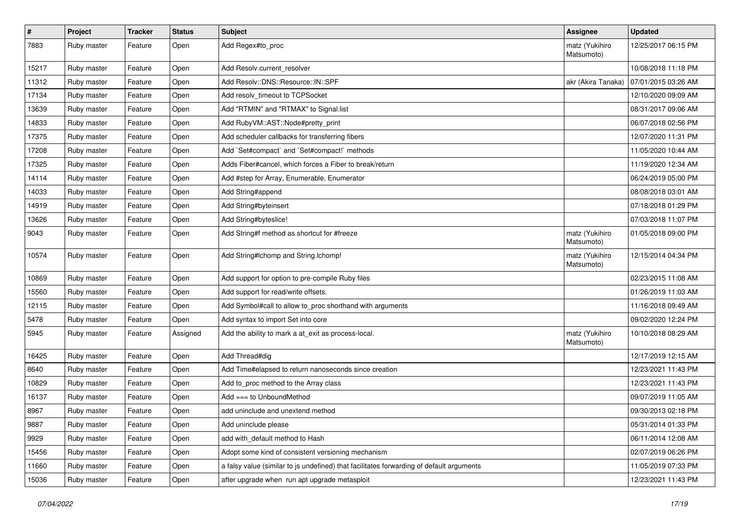| # | Project | Tracker | Status | Subject | Assignee | Updated |
|---|---|---|---|---|---|---|
| 7883 | Ruby master | Feature | Open | Add Regex#to_proc | matz (Yukihiro Matsumoto) | 12/25/2017 06:15 PM |
| 15217 | Ruby master | Feature | Open | Add Resolv.current_resolver | | 10/08/2018 11:18 PM |
| 11312 | Ruby master | Feature | Open | Add Resolv::DNS::Resource::IN::SPF | akr (Akira Tanaka) | 07/01/2015 03:26 AM |
| 17134 | Ruby master | Feature | Open | Add resolv_timeout to TCPSocket | | 12/10/2020 09:09 AM |
| 13639 | Ruby master | Feature | Open | Add "RTMIN" and "RTMAX" to Signal.list | | 08/31/2017 09:06 AM |
| 14833 | Ruby master | Feature | Open | Add RubyVM::AST::Node#pretty_print | | 06/07/2018 02:56 PM |
| 17375 | Ruby master | Feature | Open | Add scheduler callbacks for transferring fibers | | 12/07/2020 11:31 PM |
| 17208 | Ruby master | Feature | Open | Add `Set#compact` and `Set#compact!` methods | | 11/05/2020 10:44 AM |
| 17325 | Ruby master | Feature | Open | Adds Fiber#cancel, which forces a Fiber to break/return | | 11/19/2020 12:34 AM |
| 14114 | Ruby master | Feature | Open | Add #step for Array, Enumerable, Enumerator | | 06/24/2019 05:00 PM |
| 14033 | Ruby master | Feature | Open | Add String#append | | 08/08/2018 03:01 AM |
| 14919 | Ruby master | Feature | Open | Add String#byteinsert | | 07/18/2018 01:29 PM |
| 13626 | Ruby master | Feature | Open | Add String#byteslice! | | 07/03/2018 11:07 PM |
| 9043 | Ruby master | Feature | Open | Add String#f method as shortcut for #freeze | matz (Yukihiro Matsumoto) | 01/05/2018 09:00 PM |
| 10574 | Ruby master | Feature | Open | Add String#lchomp and String.lchomp! | matz (Yukihiro Matsumoto) | 12/15/2014 04:34 PM |
| 10869 | Ruby master | Feature | Open | Add support for option to pre-compile Ruby files | | 02/23/2015 11:08 AM |
| 15560 | Ruby master | Feature | Open | Add support for read/write offsets. | | 01/26/2019 11:03 AM |
| 12115 | Ruby master | Feature | Open | Add Symbol#call to allow to_proc shorthand with arguments | | 11/16/2018 09:49 AM |
| 5478 | Ruby master | Feature | Open | Add syntax to import Set into core | | 09/02/2020 12:24 PM |
| 5945 | Ruby master | Feature | Assigned | Add the ability to mark a at_exit as process-local. | matz (Yukihiro Matsumoto) | 10/10/2018 08:29 AM |
| 16425 | Ruby master | Feature | Open | Add Thread#dig | | 12/17/2019 12:15 AM |
| 8640 | Ruby master | Feature | Open | Add Time#elapsed to return nanoseconds since creation | | 12/23/2021 11:43 PM |
| 10829 | Ruby master | Feature | Open | Add to_proc method to the Array class | | 12/23/2021 11:43 PM |
| 16137 | Ruby master | Feature | Open | Add === to UnboundMethod | | 09/07/2019 11:05 AM |
| 8967 | Ruby master | Feature | Open | add uninclude and unextend method | | 09/30/2013 02:18 PM |
| 9887 | Ruby master | Feature | Open | Add uninclude please | | 05/31/2014 01:33 PM |
| 9929 | Ruby master | Feature | Open | add with_default method to Hash | | 06/11/2014 12:08 AM |
| 15456 | Ruby master | Feature | Open | Adopt some kind of consistent versioning mechanism | | 02/07/2019 06:26 PM |
| 11660 | Ruby master | Feature | Open | a falsy value (similar to js undefined) that facilitates forwarding of default arguments | | 11/05/2019 07:33 PM |
| 15036 | Ruby master | Feature | Open | after upgrade when run apt upgrade metasploit | | 12/23/2021 11:43 PM |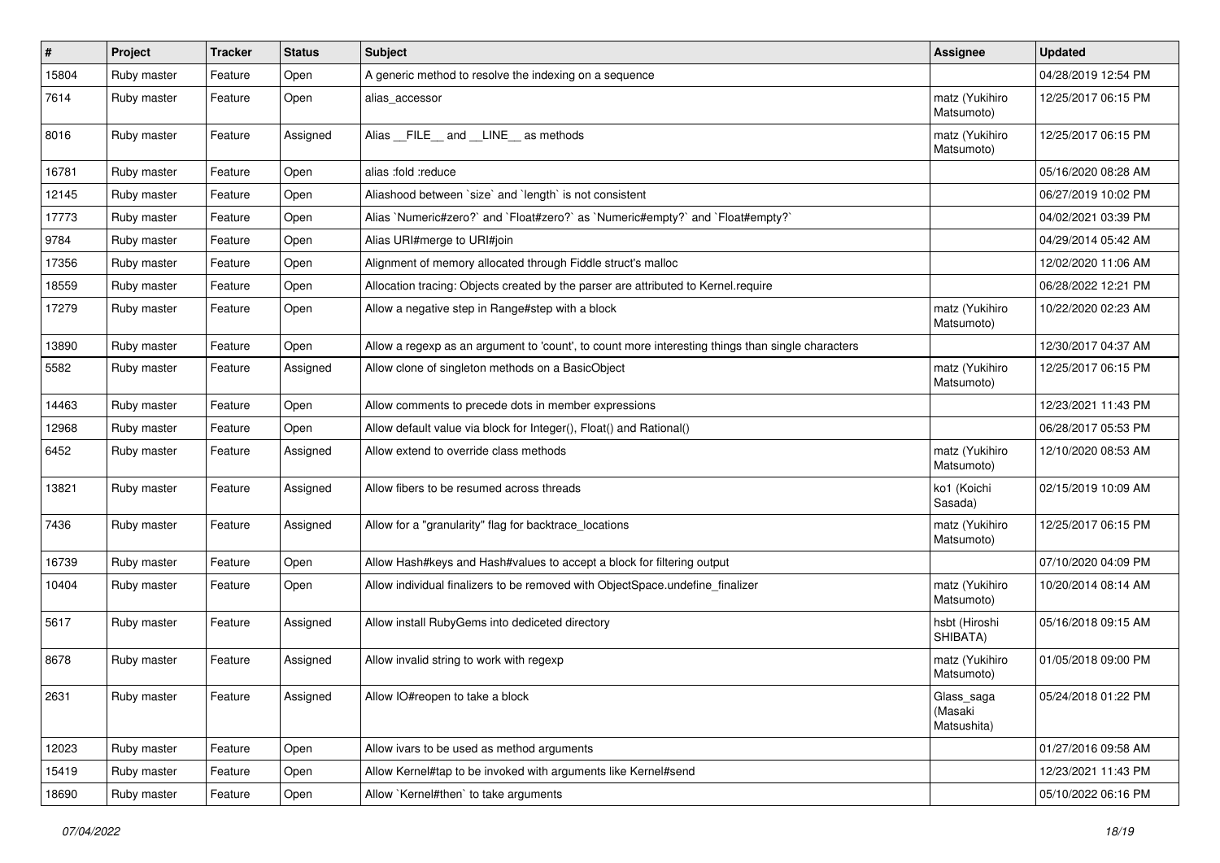| # | Project | Tracker | Status | Subject | Assignee | Updated |
|---|---|---|---|---|---|---|
| 15804 | Ruby master | Feature | Open | A generic method to resolve the indexing on a sequence | | 04/28/2019 12:54 PM |
| 7614 | Ruby master | Feature | Open | alias_accessor | matz (Yukihiro Matsumoto) | 12/25/2017 06:15 PM |
| 8016 | Ruby master | Feature | Assigned | Alias `__FILE__` and `__LINE__` as methods | matz (Yukihiro Matsumoto) | 12/25/2017 06:15 PM |
| 16781 | Ruby master | Feature | Open | alias :fold :reduce | | 05/16/2020 08:28 AM |
| 12145 | Ruby master | Feature | Open | Aliashood between `size` and `length` is not consistent | | 06/27/2019 10:02 PM |
| 17773 | Ruby master | Feature | Open | Alias `Numeric#zero?` and `Float#zero?` as `Numeric#empty?` and `Float#empty?` | | 04/02/2021 03:39 PM |
| 9784 | Ruby master | Feature | Open | Alias URI#merge to URI#join | | 04/29/2014 05:42 AM |
| 17356 | Ruby master | Feature | Open | Alignment of memory allocated through Fiddle struct's malloc | | 12/02/2020 11:06 AM |
| 18559 | Ruby master | Feature | Open | Allocation tracing: Objects created by the parser are attributed to Kernel.require | | 06/28/2022 12:21 PM |
| 17279 | Ruby master | Feature | Open | Allow a negative step in Range#step with a block | matz (Yukihiro Matsumoto) | 10/22/2020 02:23 AM |
| 13890 | Ruby master | Feature | Open | Allow a regexp as an argument to 'count', to count more interesting things than single characters | | 12/30/2017 04:37 AM |
| 5582 | Ruby master | Feature | Assigned | Allow clone of singleton methods on a BasicObject | matz (Yukihiro Matsumoto) | 12/25/2017 06:15 PM |
| 14463 | Ruby master | Feature | Open | Allow comments to precede dots in member expressions | | 12/23/2021 11:43 PM |
| 12968 | Ruby master | Feature | Open | Allow default value via block for Integer(), Float() and Rational() | | 06/28/2017 05:53 PM |
| 6452 | Ruby master | Feature | Assigned | Allow extend to override class methods | matz (Yukihiro Matsumoto) | 12/10/2020 08:53 AM |
| 13821 | Ruby master | Feature | Assigned | Allow fibers to be resumed across threads | ko1 (Koichi Sasada) | 02/15/2019 10:09 AM |
| 7436 | Ruby master | Feature | Assigned | Allow for a "granularity" flag for backtrace_locations | matz (Yukihiro Matsumoto) | 12/25/2017 06:15 PM |
| 16739 | Ruby master | Feature | Open | Allow Hash#keys and Hash#values to accept a block for filtering output | | 07/10/2020 04:09 PM |
| 10404 | Ruby master | Feature | Open | Allow individual finalizers to be removed with ObjectSpace.undefine_finalizer | matz (Yukihiro Matsumoto) | 10/20/2014 08:14 AM |
| 5617 | Ruby master | Feature | Assigned | Allow install RubyGems into dediceted directory | hsbt (Hiroshi SHIBATA) | 05/16/2018 09:15 AM |
| 8678 | Ruby master | Feature | Assigned | Allow invalid string to work with regexp | matz (Yukihiro Matsumoto) | 01/05/2018 09:00 PM |
| 2631 | Ruby master | Feature | Assigned | Allow IO#reopen to take a block | Glass_saga (Masaki Matsushita) | 05/24/2018 01:22 PM |
| 12023 | Ruby master | Feature | Open | Allow ivars to be used as method arguments | | 01/27/2016 09:58 AM |
| 15419 | Ruby master | Feature | Open | Allow Kernel#tap to be invoked with arguments like Kernel#send | | 12/23/2021 11:43 PM |
| 18690 | Ruby master | Feature | Open | Allow `Kernel#then` to take arguments | | 05/10/2022 06:16 PM |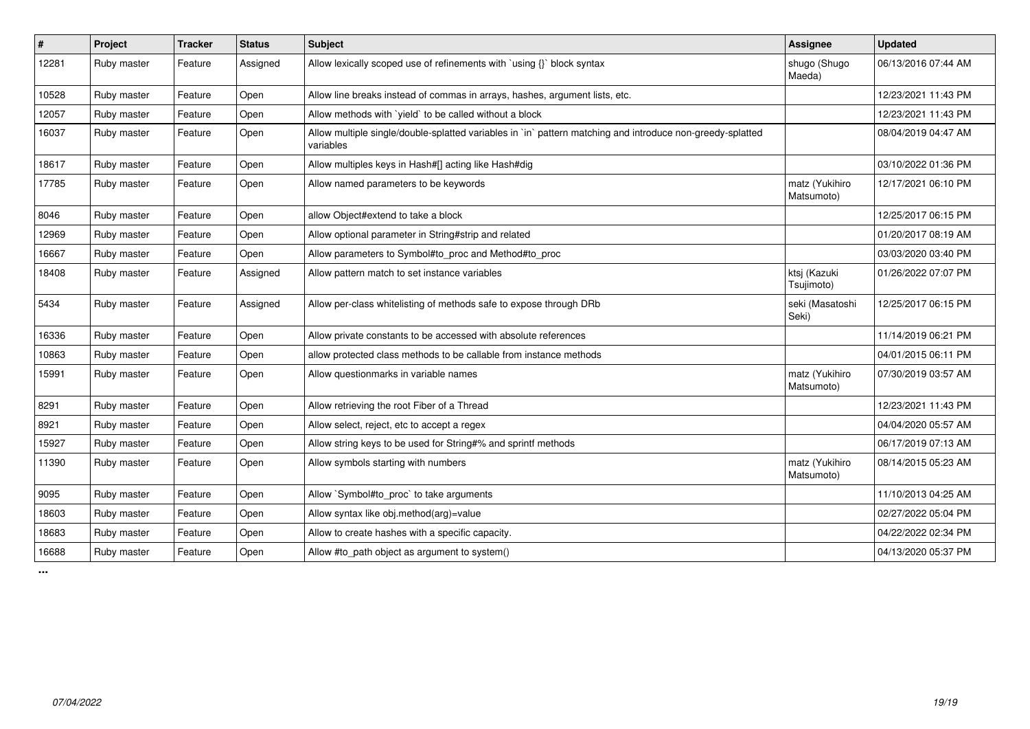| # | Project | Tracker | Status | Subject | Assignee | Updated |
|---|---|---|---|---|---|---|
| 12281 | Ruby master | Feature | Assigned | Allow lexically scoped use of refinements with `using {}` block syntax | shugo (Shugo Maeda) | 06/13/2016 07:44 AM |
| 10528 | Ruby master | Feature | Open | Allow line breaks instead of commas in arrays, hashes, argument lists, etc. | | 12/23/2021 11:43 PM |
| 12057 | Ruby master | Feature | Open | Allow methods with `yield` to be called without a block | | 12/23/2021 11:43 PM |
| 16037 | Ruby master | Feature | Open | Allow multiple single/double-splatted variables in `in` pattern matching and introduce non-greedy-splatted variables | | 08/04/2019 04:47 AM |
| 18617 | Ruby master | Feature | Open | Allow multiples keys in Hash#[] acting like Hash#dig | | 03/10/2022 01:36 PM |
| 17785 | Ruby master | Feature | Open | Allow named parameters to be keywords | matz (Yukihiro Matsumoto) | 12/17/2021 06:10 PM |
| 8046 | Ruby master | Feature | Open | allow Object#extend to take a block | | 12/25/2017 06:15 PM |
| 12969 | Ruby master | Feature | Open | Allow optional parameter in String#strip and related | | 01/20/2017 08:19 AM |
| 16667 | Ruby master | Feature | Open | Allow parameters to Symbol#to_proc and Method#to_proc | | 03/03/2020 03:40 PM |
| 18408 | Ruby master | Feature | Assigned | Allow pattern match to set instance variables | ktsj (Kazuki Tsujimoto) | 01/26/2022 07:07 PM |
| 5434 | Ruby master | Feature | Assigned | Allow per-class whitelisting of methods safe to expose through DRb | seki (Masatoshi Seki) | 12/25/2017 06:15 PM |
| 16336 | Ruby master | Feature | Open | Allow private constants to be accessed with absolute references | | 11/14/2019 06:21 PM |
| 10863 | Ruby master | Feature | Open | allow protected class methods to be callable from instance methods | | 04/01/2015 06:11 PM |
| 15991 | Ruby master | Feature | Open | Allow questionmarks in variable names | matz (Yukihiro Matsumoto) | 07/30/2019 03:57 AM |
| 8291 | Ruby master | Feature | Open | Allow retrieving the root Fiber of a Thread | | 12/23/2021 11:43 PM |
| 8921 | Ruby master | Feature | Open | Allow select, reject, etc to accept a regex | | 04/04/2020 05:57 AM |
| 15927 | Ruby master | Feature | Open | Allow string keys to be used for String#% and sprintf methods | | 06/17/2019 07:13 AM |
| 11390 | Ruby master | Feature | Open | Allow symbols starting with numbers | matz (Yukihiro Matsumoto) | 08/14/2015 05:23 AM |
| 9095 | Ruby master | Feature | Open | Allow `Symbol#to_proc` to take arguments | | 11/10/2013 04:25 AM |
| 18603 | Ruby master | Feature | Open | Allow syntax like obj.method(arg)=value | | 02/27/2022 05:04 PM |
| 18683 | Ruby master | Feature | Open | Allow to create hashes with a specific capacity. | | 04/22/2022 02:34 PM |
| 16688 | Ruby master | Feature | Open | Allow #to_path object as argument to system() | | 04/13/2020 05:37 PM |

...